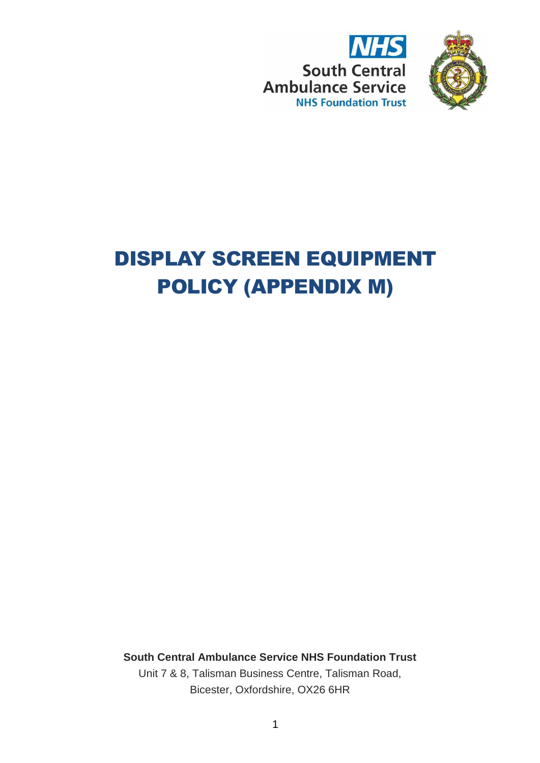NHS South Central Ambulance Service NHS Foundation Trust

# DISPLAY SCREEN EQUIPMENT POLICY (APPENDIX M)

**South Central Ambulance Service NHS Foundation Trust**

Unit 7 & 8, Talisman Business Centre, Talisman Road, Bicester, Oxfordshire, OX26 6HR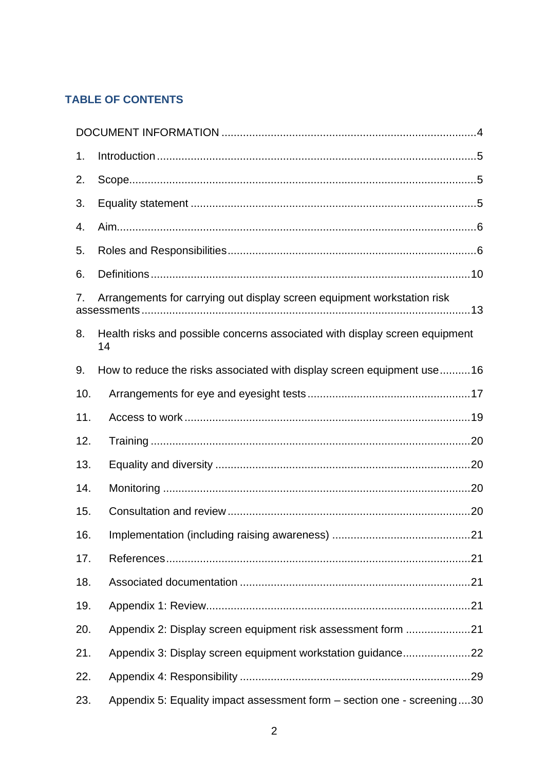## TABLE OF CONTENTS

DOCUMENT INFORMATION .....4

1. Introduction .....5
2. Scope .....5
3. Equality statement .....5
4. Aim .....6
5. Roles and Responsibilities .....6
6. Definitions .....10
7. Arrangements for carrying out display screen equipment workstation risk assessments .....13
8. Health risks and possible concerns associated with display screen equipment 14
9. How to reduce the risks associated with display screen equipment use .....16
10. Arrangements for eye and eyesight tests .....17
11. Access to work .....19
12. Training .....20
13. Equality and diversity .....20
14. Monitoring .....20
15. Consultation and review .....20
16. Implementation (including raising awareness) .....21
17. References .....21
18. Associated documentation .....21
19. Appendix 1: Review .....21
20. Appendix 2: Display screen equipment risk assessment form .....21
21. Appendix 3: Display screen equipment workstation guidance .....22
22. Appendix 4: Responsibility .....29
23. Appendix 5: Equality impact assessment form – section one - screening .....30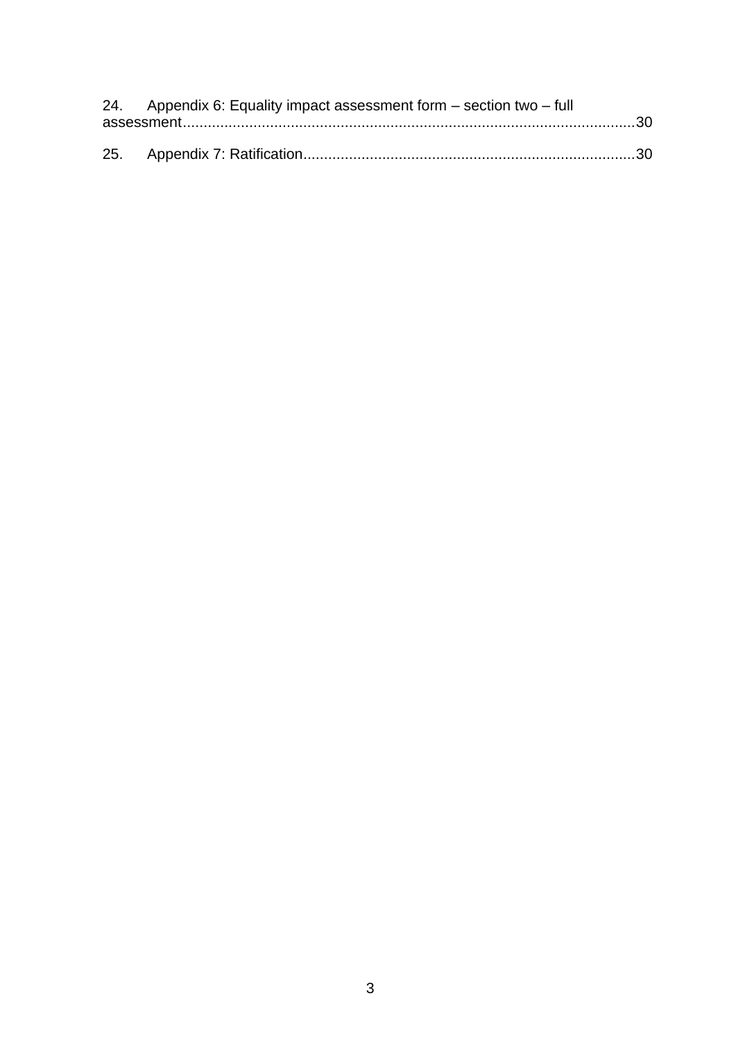24. Appendix 6: Equality impact assessment form – section two – full assessment....30

25. Appendix 7: Ratification....30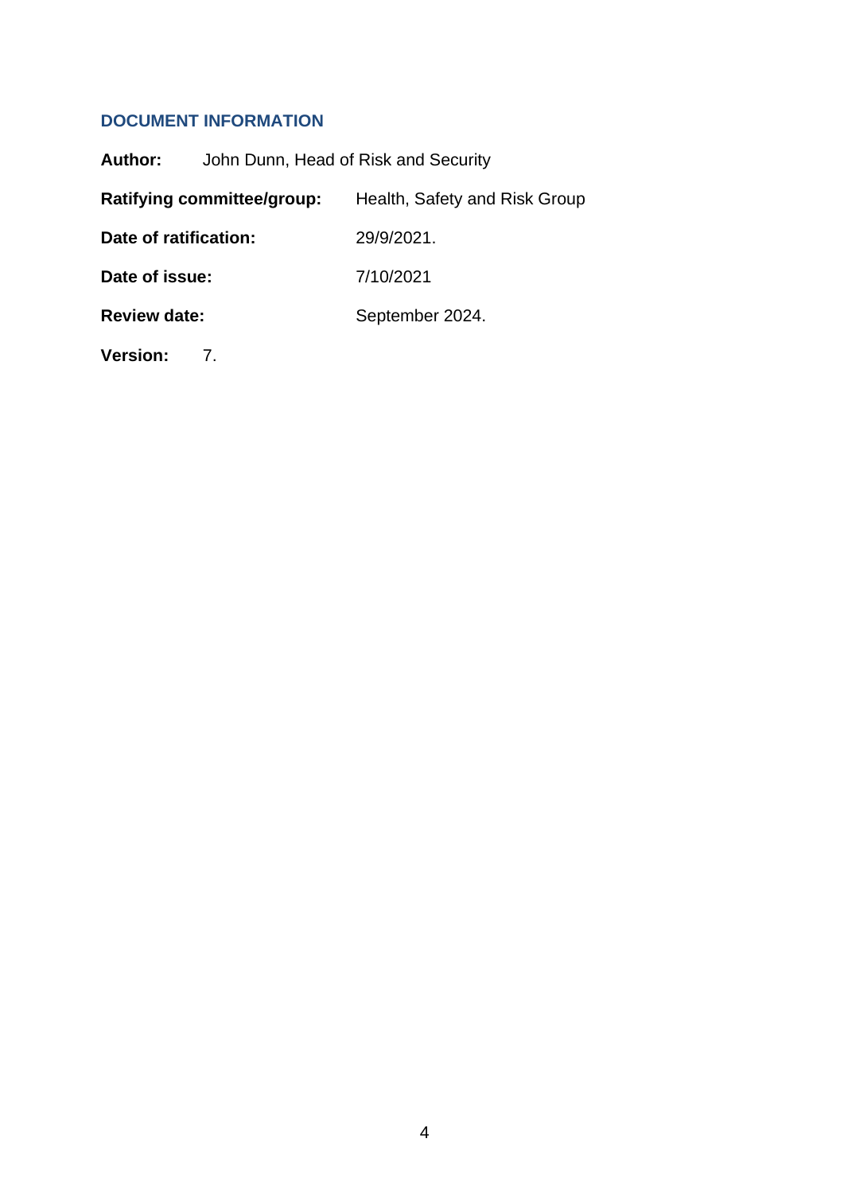## DOCUMENT INFORMATION

**Author:** John Dunn, Head of Risk and Security

**Ratifying committee/group:** Health, Safety and Risk Group

**Date of ratification:** 29/9/2021.

**Date of issue:** 7/10/2021

**Review date:** September 2024.

**Version:** 7.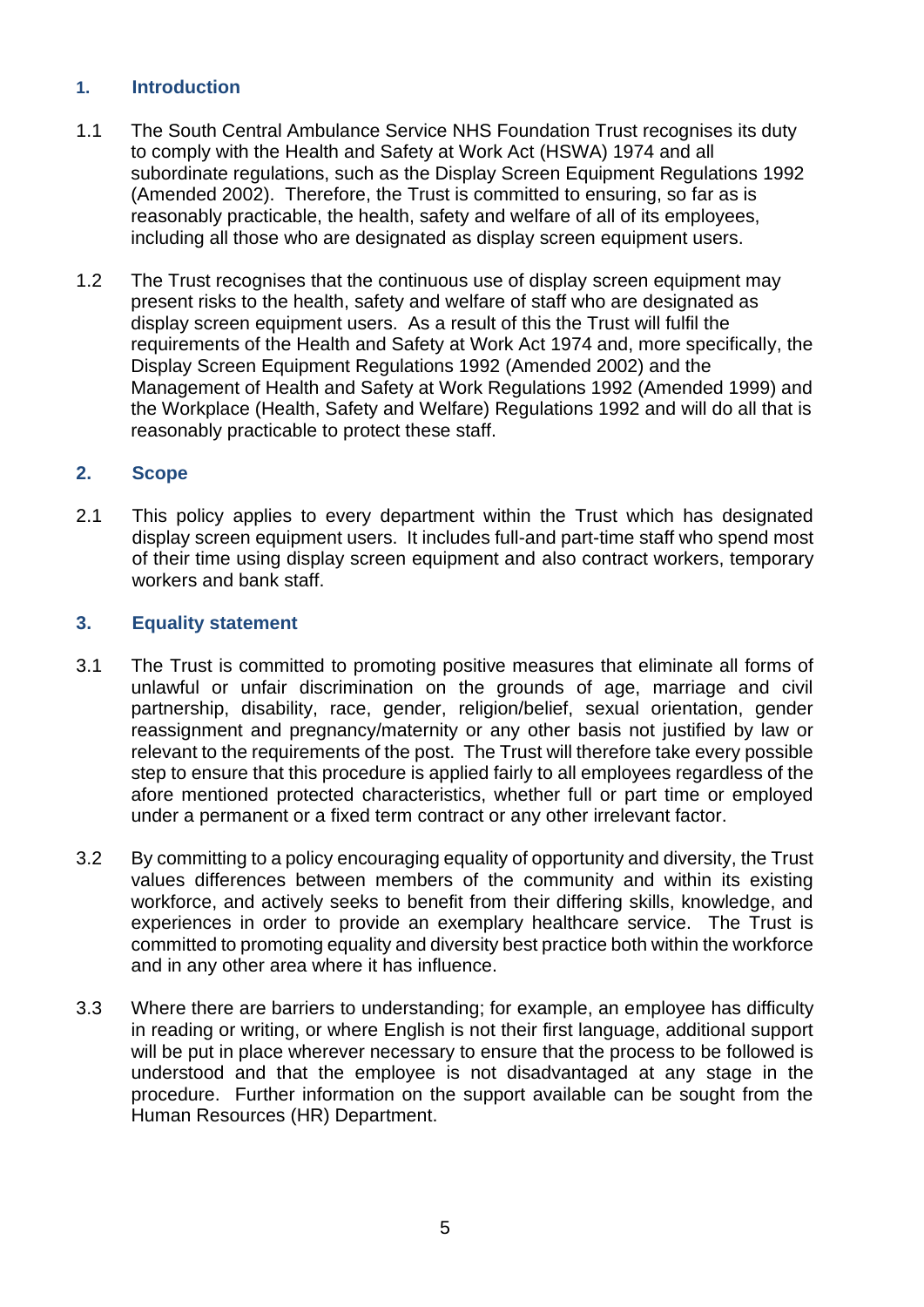## 1. Introduction

1.1 The South Central Ambulance Service NHS Foundation Trust recognises its duty to comply with the Health and Safety at Work Act (HSWA) 1974 and all subordinate regulations, such as the Display Screen Equipment Regulations 1992 (Amended 2002). Therefore, the Trust is committed to ensuring, so far as is reasonably practicable, the health, safety and welfare of all of its employees, including all those who are designated as display screen equipment users.

1.2 The Trust recognises that the continuous use of display screen equipment may present risks to the health, safety and welfare of staff who are designated as display screen equipment users. As a result of this the Trust will fulfil the requirements of the Health and Safety at Work Act 1974 and, more specifically, the Display Screen Equipment Regulations 1992 (Amended 2002) and the Management of Health and Safety at Work Regulations 1992 (Amended 1999) and the Workplace (Health, Safety and Welfare) Regulations 1992 and will do all that is reasonably practicable to protect these staff.

## 2. Scope

2.1 This policy applies to every department within the Trust which has designated display screen equipment users. It includes full-and part-time staff who spend most of their time using display screen equipment and also contract workers, temporary workers and bank staff.

## 3. Equality statement

3.1 The Trust is committed to promoting positive measures that eliminate all forms of unlawful or unfair discrimination on the grounds of age, marriage and civil partnership, disability, race, gender, religion/belief, sexual orientation, gender reassignment and pregnancy/maternity or any other basis not justified by law or relevant to the requirements of the post. The Trust will therefore take every possible step to ensure that this procedure is applied fairly to all employees regardless of the afore mentioned protected characteristics, whether full or part time or employed under a permanent or a fixed term contract or any other irrelevant factor.

3.2 By committing to a policy encouraging equality of opportunity and diversity, the Trust values differences between members of the community and within its existing workforce, and actively seeks to benefit from their differing skills, knowledge, and experiences in order to provide an exemplary healthcare service. The Trust is committed to promoting equality and diversity best practice both within the workforce and in any other area where it has influence.

3.3 Where there are barriers to understanding; for example, an employee has difficulty in reading or writing, or where English is not their first language, additional support will be put in place wherever necessary to ensure that the process to be followed is understood and that the employee is not disadvantaged at any stage in the procedure. Further information on the support available can be sought from the Human Resources (HR) Department.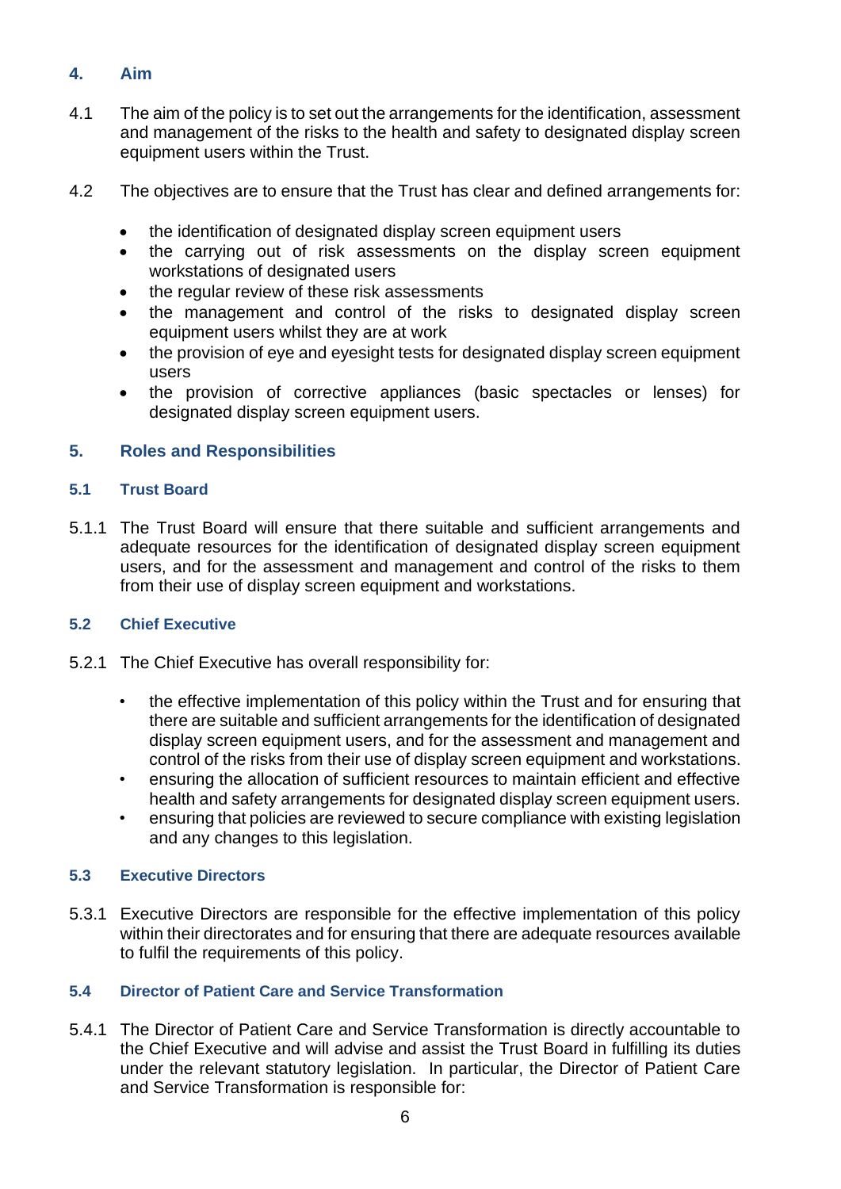## 4. Aim

4.1 The aim of the policy is to set out the arrangements for the identification, assessment and management of the risks to the health and safety to designated display screen equipment users within the Trust.

4.2 The objectives are to ensure that the Trust has clear and defined arrangements for:

- the identification of designated display screen equipment users
- the carrying out of risk assessments on the display screen equipment workstations of designated users
- the regular review of these risk assessments
- the management and control of the risks to designated display screen equipment users whilst they are at work
- the provision of eye and eyesight tests for designated display screen equipment users
- the provision of corrective appliances (basic spectacles or lenses) for designated display screen equipment users.

## 5. Roles and Responsibilities

### 5.1 Trust Board

5.1.1 The Trust Board will ensure that there suitable and sufficient arrangements and adequate resources for the identification of designated display screen equipment users, and for the assessment and management and control of the risks to them from their use of display screen equipment and workstations.

### 5.2 Chief Executive

5.2.1 The Chief Executive has overall responsibility for:

- the effective implementation of this policy within the Trust and for ensuring that there are suitable and sufficient arrangements for the identification of designated display screen equipment users, and for the assessment and management and control of the risks from their use of display screen equipment and workstations.
- ensuring the allocation of sufficient resources to maintain efficient and effective health and safety arrangements for designated display screen equipment users.
- ensuring that policies are reviewed to secure compliance with existing legislation and any changes to this legislation.

### 5.3 Executive Directors

5.3.1 Executive Directors are responsible for the effective implementation of this policy within their directorates and for ensuring that there are adequate resources available to fulfil the requirements of this policy.

### 5.4 Director of Patient Care and Service Transformation

5.4.1 The Director of Patient Care and Service Transformation is directly accountable to the Chief Executive and will advise and assist the Trust Board in fulfilling its duties under the relevant statutory legislation. In particular, the Director of Patient Care and Service Transformation is responsible for: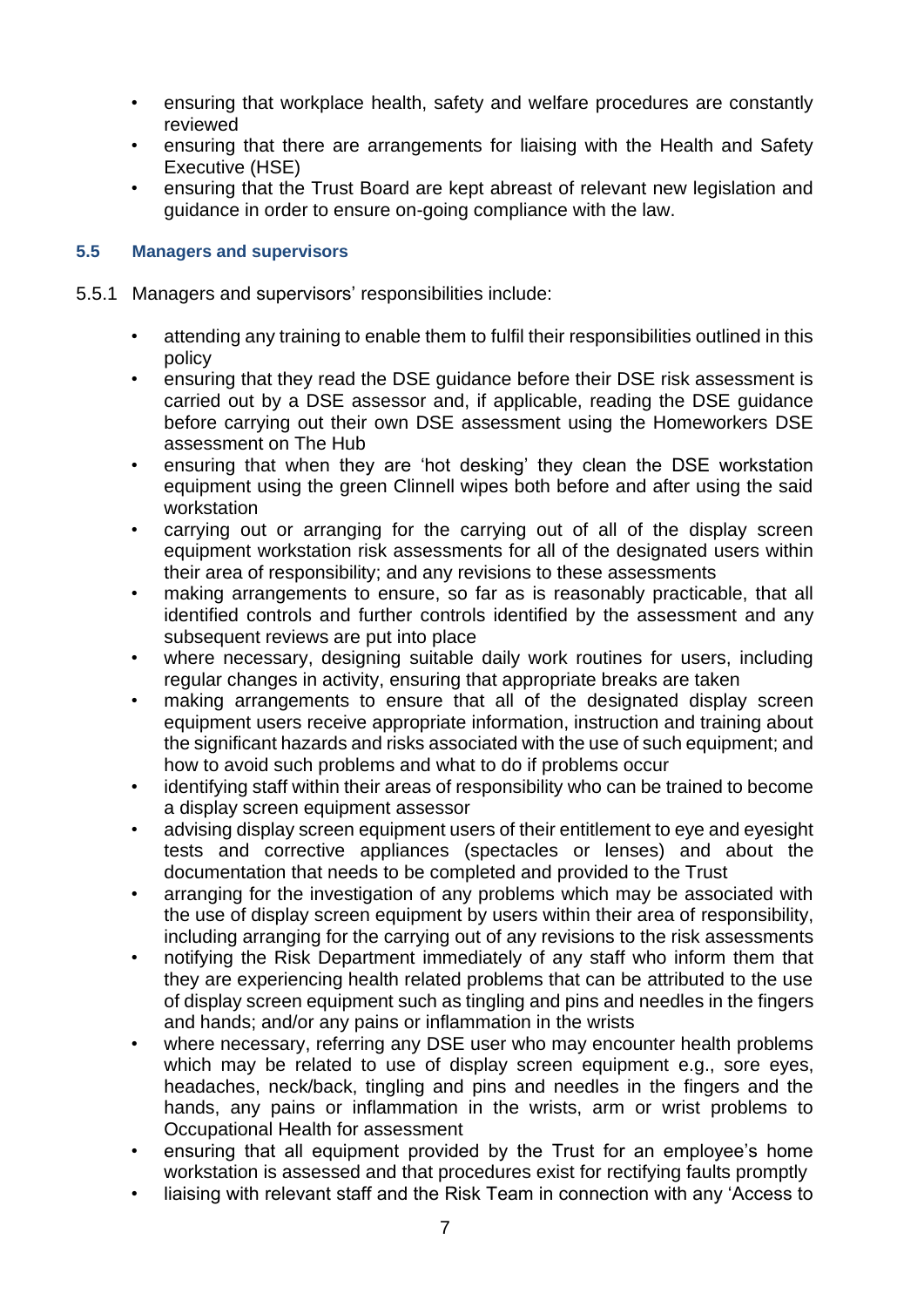- ensuring that workplace health, safety and welfare procedures are constantly reviewed
- ensuring that there are arrangements for liaising with the Health and Safety Executive (HSE)
- ensuring that the Trust Board are kept abreast of relevant new legislation and guidance in order to ensure on-going compliance with the law.

### 5.5 Managers and supervisors

5.5.1 Managers and supervisors' responsibilities include:

- attending any training to enable them to fulfil their responsibilities outlined in this policy
- ensuring that they read the DSE guidance before their DSE risk assessment is carried out by a DSE assessor and, if applicable, reading the DSE guidance before carrying out their own DSE assessment using the Homeworkers DSE assessment on The Hub
- ensuring that when they are 'hot desking' they clean the DSE workstation equipment using the green Clinnell wipes both before and after using the said workstation
- carrying out or arranging for the carrying out of all of the display screen equipment workstation risk assessments for all of the designated users within their area of responsibility; and any revisions to these assessments
- making arrangements to ensure, so far as is reasonably practicable, that all identified controls and further controls identified by the assessment and any subsequent reviews are put into place
- where necessary, designing suitable daily work routines for users, including regular changes in activity, ensuring that appropriate breaks are taken
- making arrangements to ensure that all of the designated display screen equipment users receive appropriate information, instruction and training about the significant hazards and risks associated with the use of such equipment; and how to avoid such problems and what to do if problems occur
- identifying staff within their areas of responsibility who can be trained to become a display screen equipment assessor
- advising display screen equipment users of their entitlement to eye and eyesight tests and corrective appliances (spectacles or lenses) and about the documentation that needs to be completed and provided to the Trust
- arranging for the investigation of any problems which may be associated with the use of display screen equipment by users within their area of responsibility, including arranging for the carrying out of any revisions to the risk assessments
- notifying the Risk Department immediately of any staff who inform them that they are experiencing health related problems that can be attributed to the use of display screen equipment such as tingling and pins and needles in the fingers and hands; and/or any pains or inflammation in the wrists
- where necessary, referring any DSE user who may encounter health problems which may be related to use of display screen equipment e.g., sore eyes, headaches, neck/back, tingling and pins and needles in the fingers and the hands, any pains or inflammation in the wrists, arm or wrist problems to Occupational Health for assessment
- ensuring that all equipment provided by the Trust for an employee's home workstation is assessed and that procedures exist for rectifying faults promptly
- liaising with relevant staff and the Risk Team in connection with any 'Access to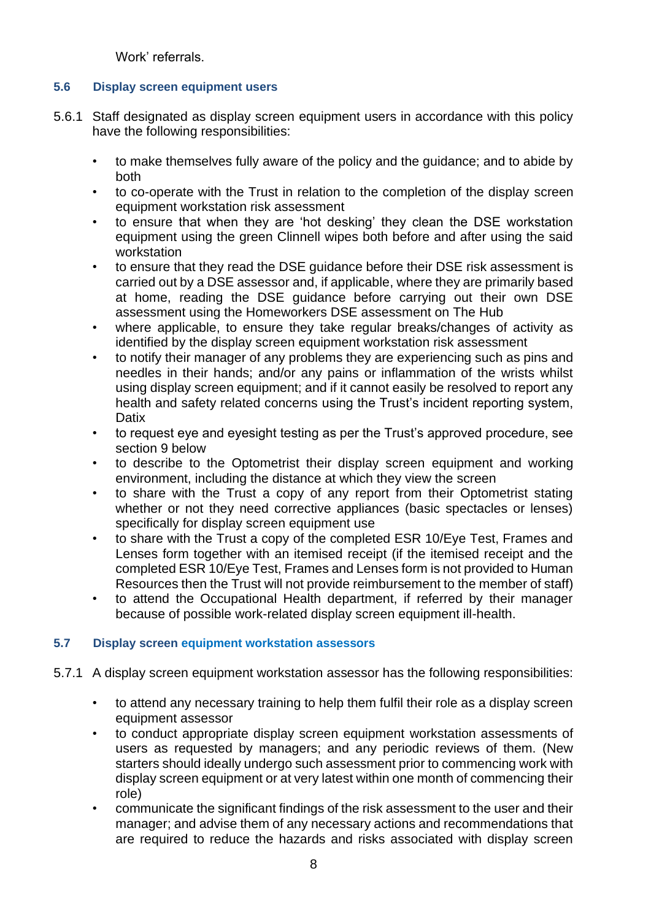Work' referrals.

### 5.6 Display screen equipment users

5.6.1 Staff designated as display screen equipment users in accordance with this policy have the following responsibilities:

- to make themselves fully aware of the policy and the guidance; and to abide by both
- to co-operate with the Trust in relation to the completion of the display screen equipment workstation risk assessment
- to ensure that when they are 'hot desking' they clean the DSE workstation equipment using the green Clinell wipes both before and after using the said workstation
- to ensure that they read the DSE guidance before their DSE risk assessment is carried out by a DSE assessor and, if applicable, where they are primarily based at home, reading the DSE guidance before carrying out their own DSE assessment using the Homeworkers DSE assessment on The Hub
- where applicable, to ensure they take regular breaks/changes of activity as identified by the display screen equipment workstation risk assessment
- to notify their manager of any problems they are experiencing such as pins and needles in their hands; and/or any pains or inflammation of the wrists whilst using display screen equipment; and if it cannot easily be resolved to report any health and safety related concerns using the Trust's incident reporting system, Datix
- to request eye and eyesight testing as per the Trust's approved procedure, see section 9 below
- to describe to the Optometrist their display screen equipment and working environment, including the distance at which they view the screen
- to share with the Trust a copy of any report from their Optometrist stating whether or not they need corrective appliances (basic spectacles or lenses) specifically for display screen equipment use
- to share with the Trust a copy of the completed ESR 10/Eye Test, Frames and Lenses form together with an itemised receipt (if the itemised receipt and the completed ESR 10/Eye Test, Frames and Lenses form is not provided to Human Resources then the Trust will not provide reimbursement to the member of staff)
- to attend the Occupational Health department, if referred by their manager because of possible work-related display screen equipment ill-health.

### 5.7 Display screen equipment workstation assessors

5.7.1 A display screen equipment workstation assessor has the following responsibilities:

- to attend any necessary training to help them fulfil their role as a display screen equipment assessor
- to conduct appropriate display screen equipment workstation assessments of users as requested by managers; and any periodic reviews of them. (New starters should ideally undergo such assessment prior to commencing work with display screen equipment or at very latest within one month of commencing their role)
- communicate the significant findings of the risk assessment to the user and their manager; and advise them of any necessary actions and recommendations that are required to reduce the hazards and risks associated with display screen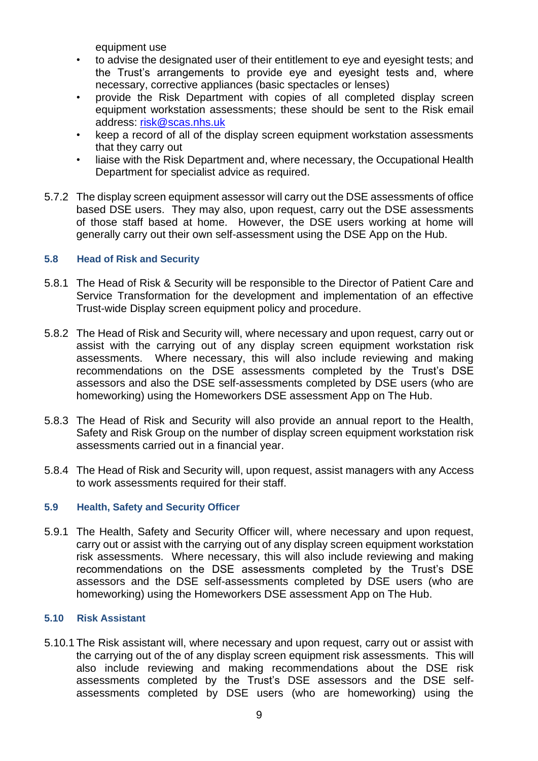equipment use

- to advise the designated user of their entitlement to eye and eyesight tests; and the Trust's arrangements to provide eye and eyesight tests and, where necessary, corrective appliances (basic spectacles or lenses)
- provide the Risk Department with copies of all completed display screen equipment workstation assessments; these should be sent to the Risk email address: risk@scas.nhs.uk
- keep a record of all of the display screen equipment workstation assessments that they carry out
- liaise with the Risk Department and, where necessary, the Occupational Health Department for specialist advice as required.

5.7.2 The display screen equipment assessor will carry out the DSE assessments of office based DSE users. They may also, upon request, carry out the DSE assessments of those staff based at home. However, the DSE users working at home will generally carry out their own self-assessment using the DSE App on the Hub.

### 5.8 Head of Risk and Security

5.8.1 The Head of Risk & Security will be responsible to the Director of Patient Care and Service Transformation for the development and implementation of an effective Trust-wide Display screen equipment policy and procedure.

5.8.2 The Head of Risk and Security will, where necessary and upon request, carry out or assist with the carrying out of any display screen equipment workstation risk assessments. Where necessary, this will also include reviewing and making recommendations on the DSE assessments completed by the Trust's DSE assessors and also the DSE self-assessments completed by DSE users (who are homeworking) using the Homeworkers DSE assessment App on The Hub.

5.8.3 The Head of Risk and Security will also provide an annual report to the Health, Safety and Risk Group on the number of display screen equipment workstation risk assessments carried out in a financial year.

5.8.4 The Head of Risk and Security will, upon request, assist managers with any Access to work assessments required for their staff.

### 5.9 Health, Safety and Security Officer

5.9.1 The Health, Safety and Security Officer will, where necessary and upon request, carry out or assist with the carrying out of any display screen equipment workstation risk assessments. Where necessary, this will also include reviewing and making recommendations on the DSE assessments completed by the Trust's DSE assessors and the DSE self-assessments completed by DSE users (who are homeworking) using the Homeworkers DSE assessment App on The Hub.

### 5.10 Risk Assistant

5.10.1 The Risk assistant will, where necessary and upon request, carry out or assist with the carrying out of the of any display screen equipment risk assessments. This will also include reviewing and making recommendations about the DSE risk assessments completed by the Trust's DSE assessors and the DSE self-assessments completed by DSE users (who are homeworking) using the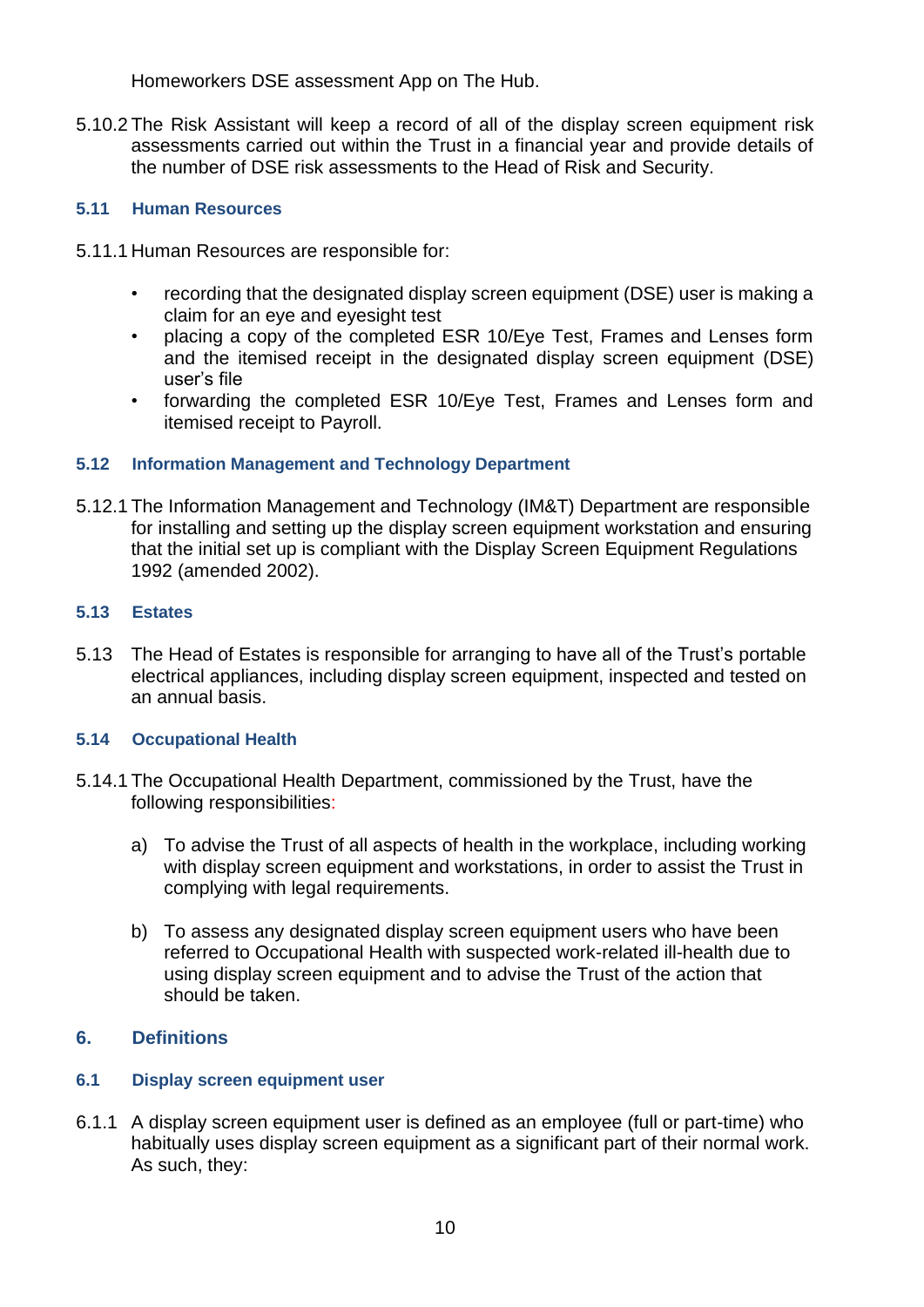Homeworkers DSE assessment App on The Hub.

5.10.2 The Risk Assistant will keep a record of all of the display screen equipment risk assessments carried out within the Trust in a financial year and provide details of the number of DSE risk assessments to the Head of Risk and Security.

### 5.11 Human Resources

5.11.1 Human Resources are responsible for:

- recording that the designated display screen equipment (DSE) user is making a claim for an eye and eyesight test
- placing a copy of the completed ESR 10/Eye Test, Frames and Lenses form and the itemised receipt in the designated display screen equipment (DSE) user's file
- forwarding the completed ESR 10/Eye Test, Frames and Lenses form and itemised receipt to Payroll.

### 5.12 Information Management and Technology Department

5.12.1 The Information Management and Technology (IM&T) Department are responsible for installing and setting up the display screen equipment workstation and ensuring that the initial set up is compliant with the Display Screen Equipment Regulations 1992 (amended 2002).

### 5.13 Estates

5.13 The Head of Estates is responsible for arranging to have all of the Trust's portable electrical appliances, including display screen equipment, inspected and tested on an annual basis.

### 5.14 Occupational Health

5.14.1 The Occupational Health Department, commissioned by the Trust, have the following responsibilities:

a) To advise the Trust of all aspects of health in the workplace, including working with display screen equipment and workstations, in order to assist the Trust in complying with legal requirements.

b) To assess any designated display screen equipment users who have been referred to Occupational Health with suspected work-related ill-health due to using display screen equipment and to advise the Trust of the action that should be taken.

## 6. Definitions

### 6.1 Display screen equipment user

6.1.1 A display screen equipment user is defined as an employee (full or part-time) who habitually uses display screen equipment as a significant part of their normal work. As such, they: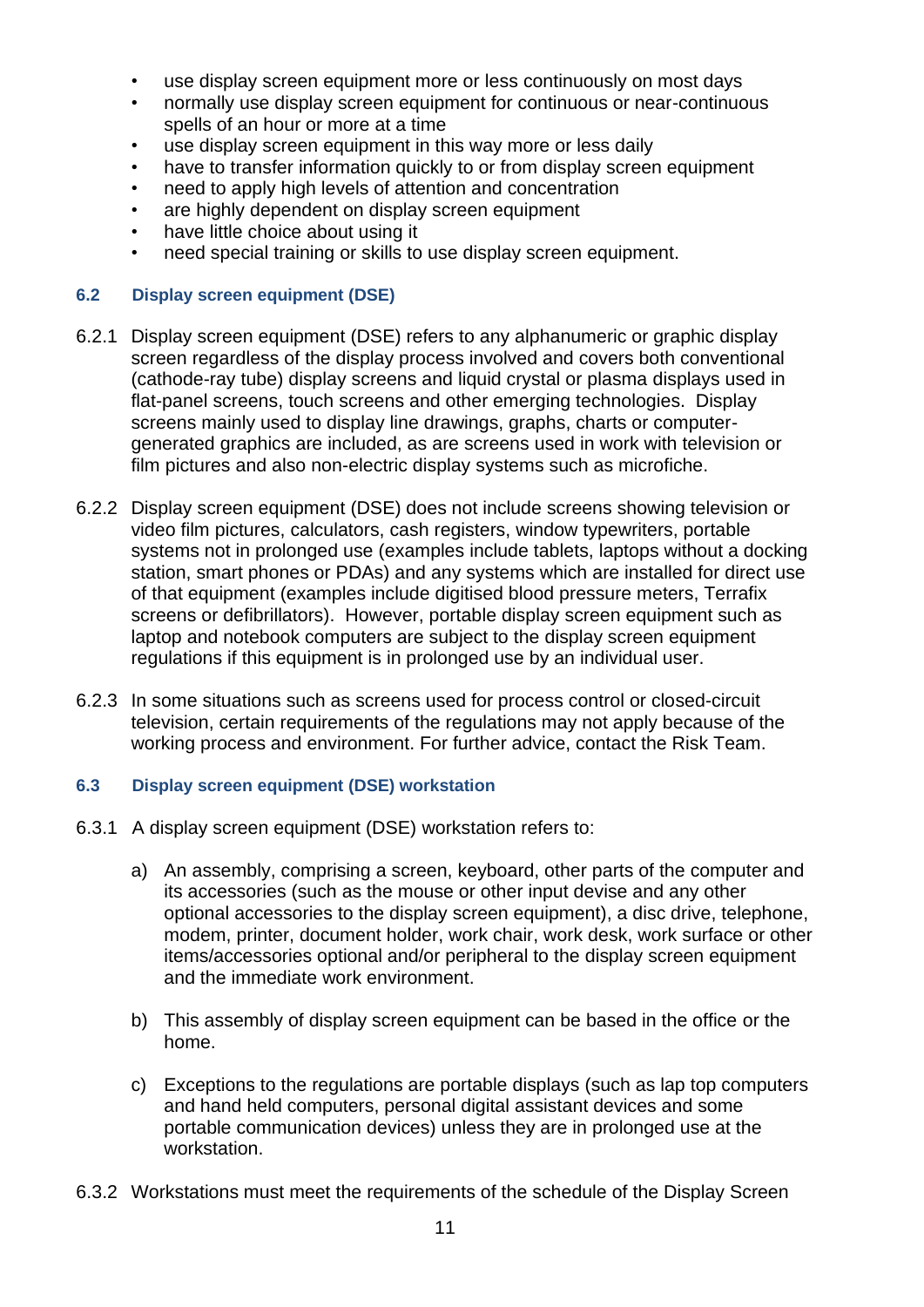- use display screen equipment more or less continuously on most days
- normally use display screen equipment for continuous or near-continuous spells of an hour or more at a time
- use display screen equipment in this way more or less daily
- have to transfer information quickly to or from display screen equipment
- need to apply high levels of attention and concentration
- are highly dependent on display screen equipment
- have little choice about using it
- need special training or skills to use display screen equipment.

### 6.2 Display screen equipment (DSE)

6.2.1 Display screen equipment (DSE) refers to any alphanumeric or graphic display screen regardless of the display process involved and covers both conventional (cathode-ray tube) display screens and liquid crystal or plasma displays used in flat-panel screens, touch screens and other emerging technologies. Display screens mainly used to display line drawings, graphs, charts or computer-generated graphics are included, as are screens used in work with television or film pictures and also non-electric display systems such as microfiche.

6.2.2 Display screen equipment (DSE) does not include screens showing television or video film pictures, calculators, cash registers, window typewriters, portable systems not in prolonged use (examples include tablets, laptops without a docking station, smart phones or PDAs) and any systems which are installed for direct use of that equipment (examples include digitised blood pressure meters, Terrafix screens or defibrillators). However, portable display screen equipment such as laptop and notebook computers are subject to the display screen equipment regulations if this equipment is in prolonged use by an individual user.

6.2.3 In some situations such as screens used for process control or closed-circuit television, certain requirements of the regulations may not apply because of the working process and environment. For further advice, contact the Risk Team.

### 6.3 Display screen equipment (DSE) workstation

6.3.1 A display screen equipment (DSE) workstation refers to:

a) An assembly, comprising a screen, keyboard, other parts of the computer and its accessories (such as the mouse or other input devise and any other optional accessories to the display screen equipment), a disc drive, telephone, modem, printer, document holder, work chair, work desk, work surface or other items/accessories optional and/or peripheral to the display screen equipment and the immediate work environment.

b) This assembly of display screen equipment can be based in the office or the home.

c) Exceptions to the regulations are portable displays (such as lap top computers and hand held computers, personal digital assistant devices and some portable communication devices) unless they are in prolonged use at the workstation.

6.3.2 Workstations must meet the requirements of the schedule of the Display Screen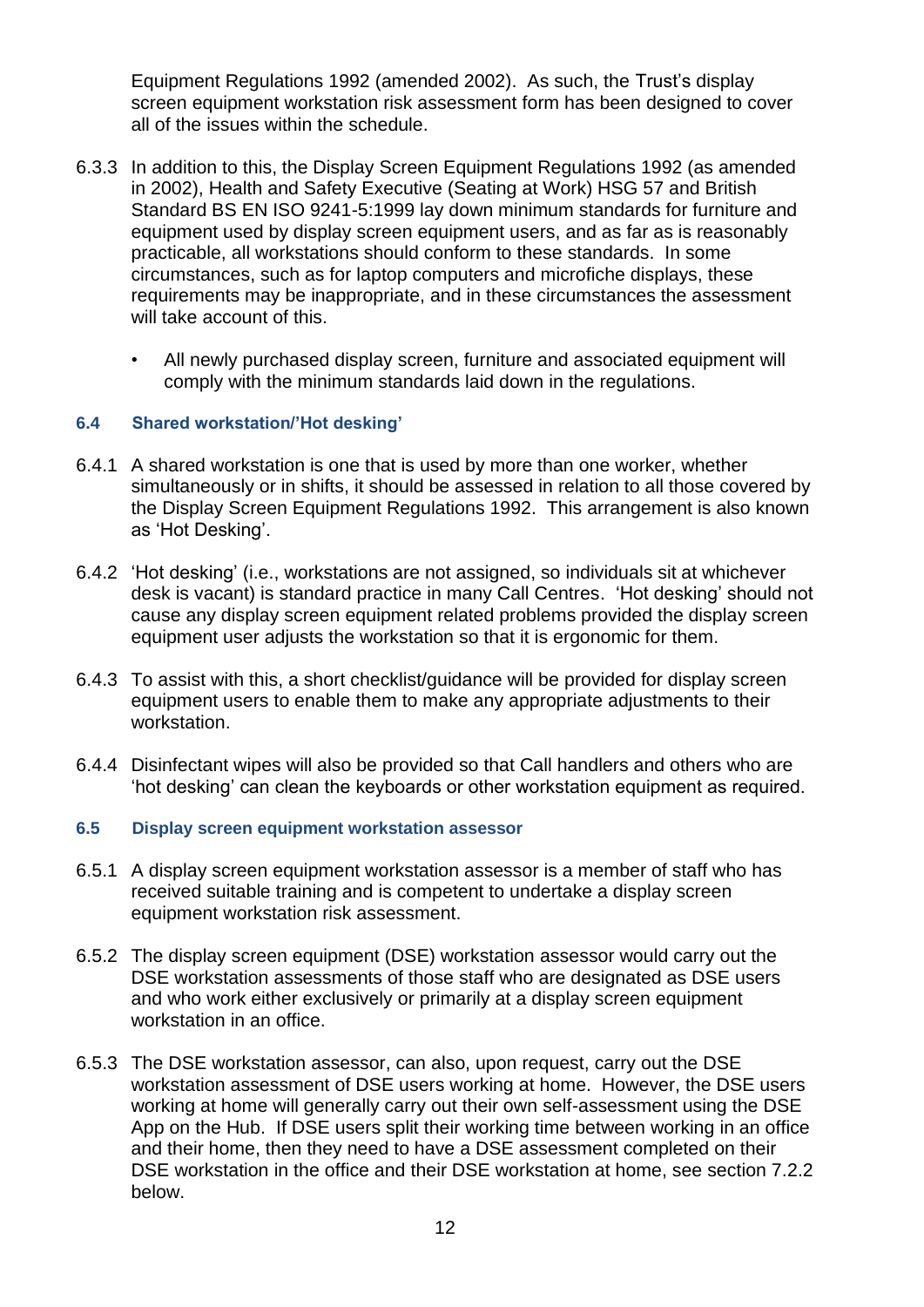Equipment Regulations 1992 (amended 2002). As such, the Trust's display screen equipment workstation risk assessment form has been designed to cover all of the issues within the schedule.

6.3.3 In addition to this, the Display Screen Equipment Regulations 1992 (as amended in 2002), Health and Safety Executive (Seating at Work) HSG 57 and British Standard BS EN ISO 9241-5:1999 lay down minimum standards for furniture and equipment used by display screen equipment users, and as far as is reasonably practicable, all workstations should conform to these standards. In some circumstances, such as for laptop computers and microfiche displays, these requirements may be inappropriate, and in these circumstances the assessment will take account of this.

- All newly purchased display screen, furniture and associated equipment will comply with the minimum standards laid down in the regulations.

### 6.4 Shared workstation/'Hot desking'

6.4.1 A shared workstation is one that is used by more than one worker, whether simultaneously or in shifts, it should be assessed in relation to all those covered by the Display Screen Equipment Regulations 1992. This arrangement is also known as 'Hot Desking'.

6.4.2 'Hot desking' (i.e., workstations are not assigned, so individuals sit at whichever desk is vacant) is standard practice in many Call Centres. 'Hot desking' should not cause any display screen equipment related problems provided the display screen equipment user adjusts the workstation so that it is ergonomic for them.

6.4.3 To assist with this, a short checklist/guidance will be provided for display screen equipment users to enable them to make any appropriate adjustments to their workstation.

6.4.4 Disinfectant wipes will also be provided so that Call handlers and others who are 'hot desking' can clean the keyboards or other workstation equipment as required.

### 6.5 Display screen equipment workstation assessor

6.5.1 A display screen equipment workstation assessor is a member of staff who has received suitable training and is competent to undertake a display screen equipment workstation risk assessment.

6.5.2 The display screen equipment (DSE) workstation assessor would carry out the DSE workstation assessments of those staff who are designated as DSE users and who work either exclusively or primarily at a display screen equipment workstation in an office.

6.5.3 The DSE workstation assessor, can also, upon request, carry out the DSE workstation assessment of DSE users working at home. However, the DSE users working at home will generally carry out their own self-assessment using the DSE App on the Hub. If DSE users split their working time between working in an office and their home, then they need to have a DSE assessment completed on their DSE workstation in the office and their DSE workstation at home, see section 7.2.2 below.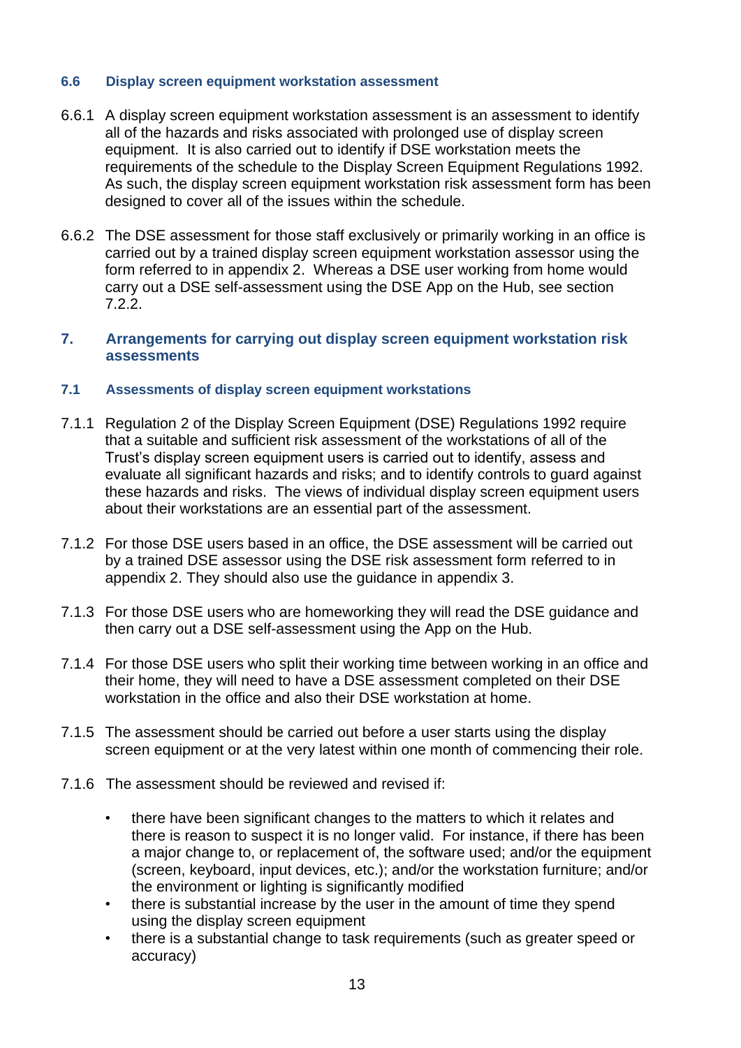### 6.6 Display screen equipment workstation assessment

6.6.1 A display screen equipment workstation assessment is an assessment to identify all of the hazards and risks associated with prolonged use of display screen equipment. It is also carried out to identify if DSE workstation meets the requirements of the schedule to the Display Screen Equipment Regulations 1992. As such, the display screen equipment workstation risk assessment form has been designed to cover all of the issues within the schedule.

6.6.2 The DSE assessment for those staff exclusively or primarily working in an office is carried out by a trained display screen equipment workstation assessor using the form referred to in appendix 2. Whereas a DSE user working from home would carry out a DSE self-assessment using the DSE App on the Hub, see section 7.2.2.

## 7. Arrangements for carrying out display screen equipment workstation risk assessments

### 7.1 Assessments of display screen equipment workstations

7.1.1 Regulation 2 of the Display Screen Equipment (DSE) Regulations 1992 require that a suitable and sufficient risk assessment of the workstations of all of the Trust's display screen equipment users is carried out to identify, assess and evaluate all significant hazards and risks; and to identify controls to guard against these hazards and risks. The views of individual display screen equipment users about their workstations are an essential part of the assessment.

7.1.2 For those DSE users based in an office, the DSE assessment will be carried out by a trained DSE assessor using the DSE risk assessment form referred to in appendix 2. They should also use the guidance in appendix 3.

7.1.3 For those DSE users who are homeworking they will read the DSE guidance and then carry out a DSE self-assessment using the App on the Hub.

7.1.4 For those DSE users who split their working time between working in an office and their home, they will need to have a DSE assessment completed on their DSE workstation in the office and also their DSE workstation at home.

7.1.5 The assessment should be carried out before a user starts using the display screen equipment or at the very latest within one month of commencing their role.

7.1.6 The assessment should be reviewed and revised if:

- there have been significant changes to the matters to which it relates and there is reason to suspect it is no longer valid. For instance, if there has been a major change to, or replacement of, the software used; and/or the equipment (screen, keyboard, input devices, etc.); and/or the workstation furniture; and/or the environment or lighting is significantly modified
- there is substantial increase by the user in the amount of time they spend using the display screen equipment
- there is a substantial change to task requirements (such as greater speed or accuracy)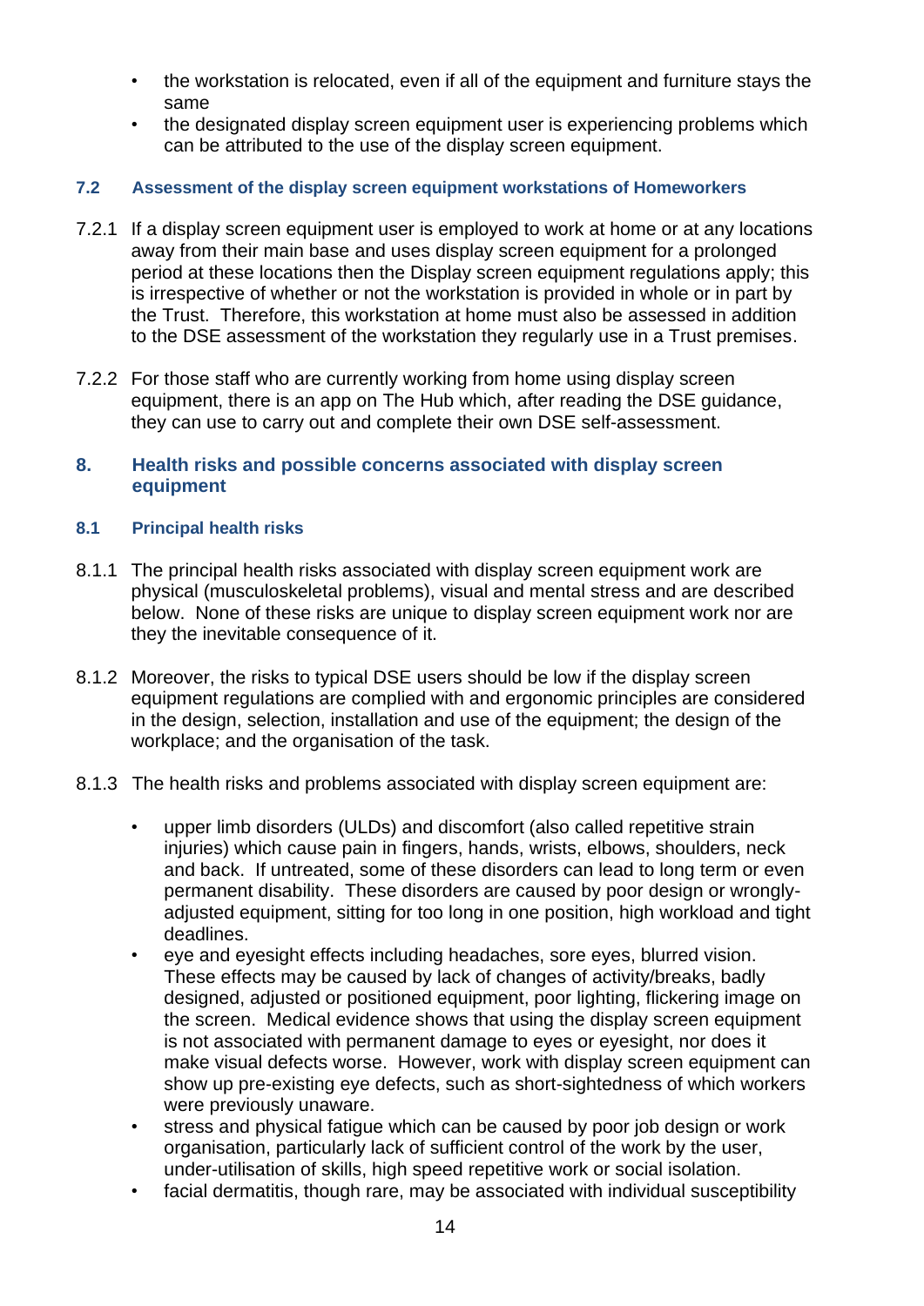- the workstation is relocated, even if all of the equipment and furniture stays the same
- the designated display screen equipment user is experiencing problems which can be attributed to the use of the display screen equipment.

### 7.2 Assessment of the display screen equipment workstations of Homeworkers

7.2.1 If a display screen equipment user is employed to work at home or at any locations away from their main base and uses display screen equipment for a prolonged period at these locations then the Display screen equipment regulations apply; this is irrespective of whether or not the workstation is provided in whole or in part by the Trust. Therefore, this workstation at home must also be assessed in addition to the DSE assessment of the workstation they regularly use in a Trust premises.

7.2.2 For those staff who are currently working from home using display screen equipment, there is an app on The Hub which, after reading the DSE guidance, they can use to carry out and complete their own DSE self-assessment.

## 8. Health risks and possible concerns associated with display screen equipment

### 8.1 Principal health risks

8.1.1 The principal health risks associated with display screen equipment work are physical (musculoskeletal problems), visual and mental stress and are described below. None of these risks are unique to display screen equipment work nor are they the inevitable consequence of it.

8.1.2 Moreover, the risks to typical DSE users should be low if the display screen equipment regulations are complied with and ergonomic principles are considered in the design, selection, installation and use of the equipment; the design of the workplace; and the organisation of the task.

8.1.3 The health risks and problems associated with display screen equipment are:

- upper limb disorders (ULDs) and discomfort (also called repetitive strain injuries) which cause pain in fingers, hands, wrists, elbows, shoulders, neck and back. If untreated, some of these disorders can lead to long term or even permanent disability. These disorders are caused by poor design or wrongly-adjusted equipment, sitting for too long in one position, high workload and tight deadlines.
- eye and eyesight effects including headaches, sore eyes, blurred vision. These effects may be caused by lack of changes of activity/breaks, badly designed, adjusted or positioned equipment, poor lighting, flickering image on the screen. Medical evidence shows that using the display screen equipment is not associated with permanent damage to eyes or eyesight, nor does it make visual defects worse. However, work with display screen equipment can show up pre-existing eye defects, such as short-sightedness of which workers were previously unaware.
- stress and physical fatigue which can be caused by poor job design or work organisation, particularly lack of sufficient control of the work by the user, under-utilisation of skills, high speed repetitive work or social isolation.
- facial dermatitis, though rare, may be associated with individual susceptibility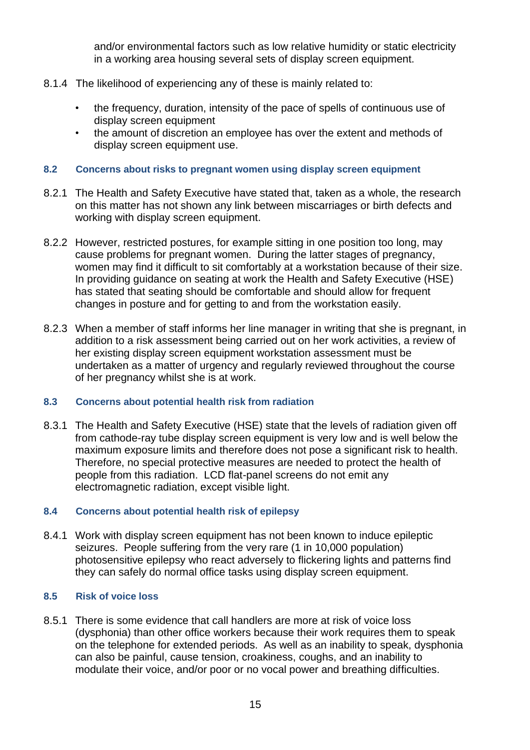and/or environmental factors such as low relative humidity or static electricity in a working area housing several sets of display screen equipment.

8.1.4 The likelihood of experiencing any of these is mainly related to:

- the frequency, duration, intensity of the pace of spells of continuous use of display screen equipment
- the amount of discretion an employee has over the extent and methods of display screen equipment use.

### 8.2 Concerns about risks to pregnant women using display screen equipment

8.2.1 The Health and Safety Executive have stated that, taken as a whole, the research on this matter has not shown any link between miscarriages or birth defects and working with display screen equipment.

8.2.2 However, restricted postures, for example sitting in one position too long, may cause problems for pregnant women. During the latter stages of pregnancy, women may find it difficult to sit comfortably at a workstation because of their size. In providing guidance on seating at work the Health and Safety Executive (HSE) has stated that seating should be comfortable and should allow for frequent changes in posture and for getting to and from the workstation easily.

8.2.3 When a member of staff informs her line manager in writing that she is pregnant, in addition to a risk assessment being carried out on her work activities, a review of her existing display screen equipment workstation assessment must be undertaken as a matter of urgency and regularly reviewed throughout the course of her pregnancy whilst she is at work.

### 8.3 Concerns about potential health risk from radiation

8.3.1 The Health and Safety Executive (HSE) state that the levels of radiation given off from cathode-ray tube display screen equipment is very low and is well below the maximum exposure limits and therefore does not pose a significant risk to health. Therefore, no special protective measures are needed to protect the health of people from this radiation. LCD flat-panel screens do not emit any electromagnetic radiation, except visible light.

### 8.4 Concerns about potential health risk of epilepsy

8.4.1 Work with display screen equipment has not been known to induce epileptic seizures. People suffering from the very rare (1 in 10,000 population) photosensitive epilepsy who react adversely to flickering lights and patterns find they can safely do normal office tasks using display screen equipment.

### 8.5 Risk of voice loss

8.5.1 There is some evidence that call handlers are more at risk of voice loss (dysphonia) than other office workers because their work requires them to speak on the telephone for extended periods. As well as an inability to speak, dysphonia can also be painful, cause tension, croakiness, coughs, and an inability to modulate their voice, and/or poor or no vocal power and breathing difficulties.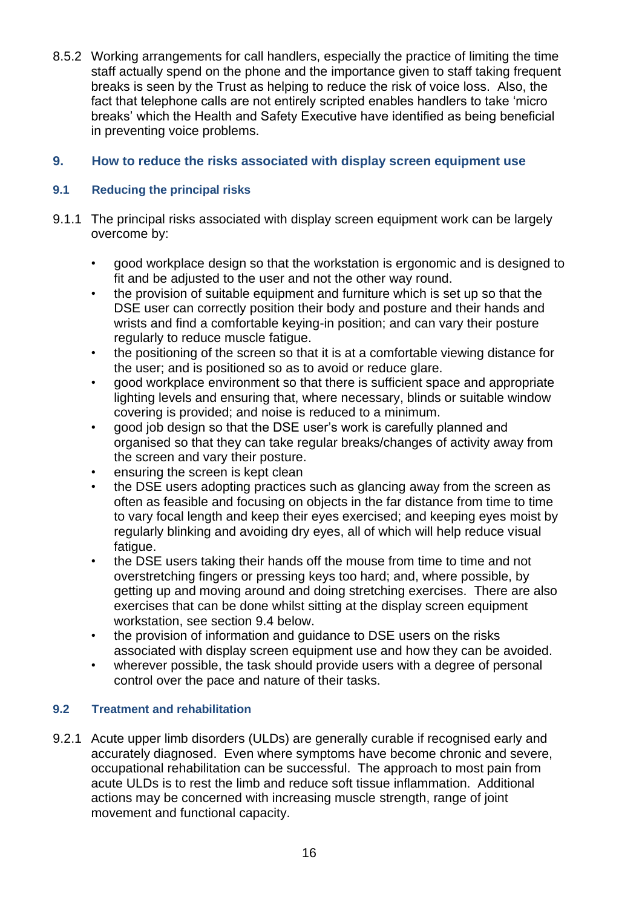8.5.2 Working arrangements for call handlers, especially the practice of limiting the time staff actually spend on the phone and the importance given to staff taking frequent breaks is seen by the Trust as helping to reduce the risk of voice loss. Also, the fact that telephone calls are not entirely scripted enables handlers to take 'micro breaks' which the Health and Safety Executive have identified as being beneficial in preventing voice problems.

## 9. How to reduce the risks associated with display screen equipment use

### 9.1 Reducing the principal risks

9.1.1 The principal risks associated with display screen equipment work can be largely overcome by:

- good workplace design so that the workstation is ergonomic and is designed to fit and be adjusted to the user and not the other way round.
- the provision of suitable equipment and furniture which is set up so that the DSE user can correctly position their body and posture and their hands and wrists and find a comfortable keying-in position; and can vary their posture regularly to reduce muscle fatigue.
- the positioning of the screen so that it is at a comfortable viewing distance for the user; and is positioned so as to avoid or reduce glare.
- good workplace environment so that there is sufficient space and appropriate lighting levels and ensuring that, where necessary, blinds or suitable window covering is provided; and noise is reduced to a minimum.
- good job design so that the DSE user's work is carefully planned and organised so that they can take regular breaks/changes of activity away from the screen and vary their posture.
- ensuring the screen is kept clean
- the DSE users adopting practices such as glancing away from the screen as often as feasible and focusing on objects in the far distance from time to time to vary focal length and keep their eyes exercised; and keeping eyes moist by regularly blinking and avoiding dry eyes, all of which will help reduce visual fatigue.
- the DSE users taking their hands off the mouse from time to time and not overstretching fingers or pressing keys too hard; and, where possible, by getting up and moving around and doing stretching exercises. There are also exercises that can be done whilst sitting at the display screen equipment workstation, see section 9.4 below.
- the provision of information and guidance to DSE users on the risks associated with display screen equipment use and how they can be avoided.
- wherever possible, the task should provide users with a degree of personal control over the pace and nature of their tasks.

### 9.2 Treatment and rehabilitation

9.2.1 Acute upper limb disorders (ULDs) are generally curable if recognised early and accurately diagnosed. Even where symptoms have become chronic and severe, occupational rehabilitation can be successful. The approach to most pain from acute ULDs is to rest the limb and reduce soft tissue inflammation. Additional actions may be concerned with increasing muscle strength, range of joint movement and functional capacity.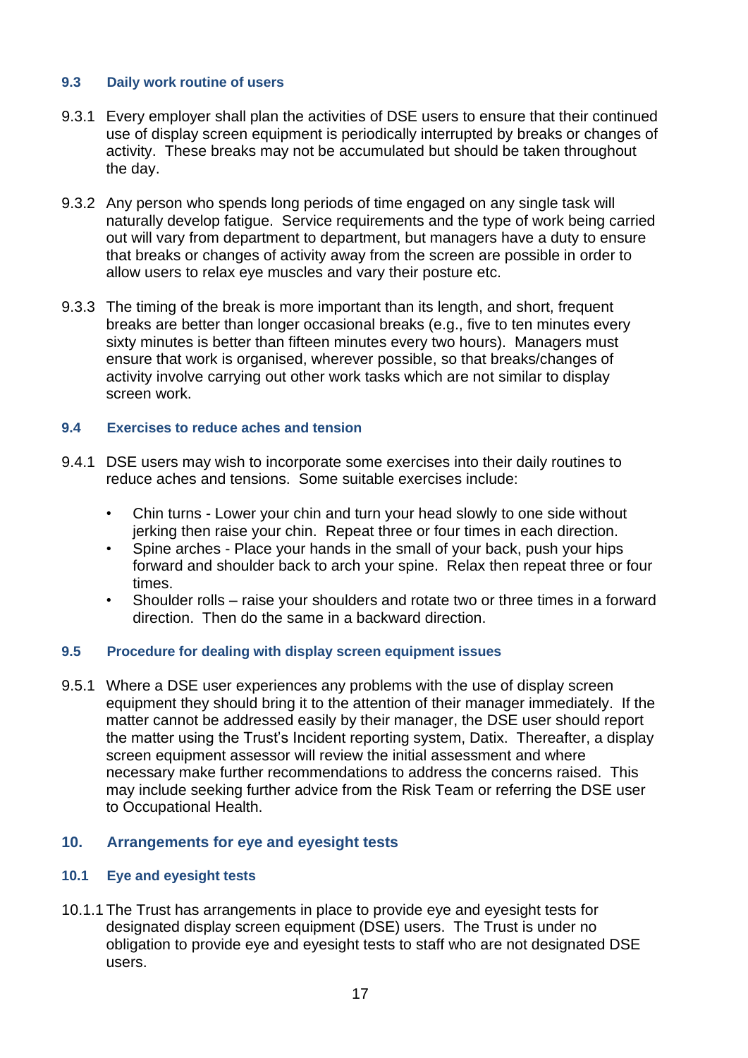### 9.3 Daily work routine of users

9.3.1 Every employer shall plan the activities of DSE users to ensure that their continued use of display screen equipment is periodically interrupted by breaks or changes of activity. These breaks may not be accumulated but should be taken throughout the day.

9.3.2 Any person who spends long periods of time engaged on any single task will naturally develop fatigue. Service requirements and the type of work being carried out will vary from department to department, but managers have a duty to ensure that breaks or changes of activity away from the screen are possible in order to allow users to relax eye muscles and vary their posture etc.

9.3.3 The timing of the break is more important than its length, and short, frequent breaks are better than longer occasional breaks (e.g., five to ten minutes every sixty minutes is better than fifteen minutes every two hours). Managers must ensure that work is organised, wherever possible, so that breaks/changes of activity involve carrying out other work tasks which are not similar to display screen work.

### 9.4 Exercises to reduce aches and tension

9.4.1 DSE users may wish to incorporate some exercises into their daily routines to reduce aches and tensions. Some suitable exercises include:

- Chin turns - Lower your chin and turn your head slowly to one side without jerking then raise your chin. Repeat three or four times in each direction.
- Spine arches - Place your hands in the small of your back, push your hips forward and shoulder back to arch your spine. Relax then repeat three or four times.
- Shoulder rolls – raise your shoulders and rotate two or three times in a forward direction. Then do the same in a backward direction.

### 9.5 Procedure for dealing with display screen equipment issues

9.5.1 Where a DSE user experiences any problems with the use of display screen equipment they should bring it to the attention of their manager immediately. If the matter cannot be addressed easily by their manager, the DSE user should report the matter using the Trust's Incident reporting system, Datix. Thereafter, a display screen equipment assessor will review the initial assessment and where necessary make further recommendations to address the concerns raised. This may include seeking further advice from the Risk Team or referring the DSE user to Occupational Health.

## 10. Arrangements for eye and eyesight tests

### 10.1 Eye and eyesight tests

10.1.1 The Trust has arrangements in place to provide eye and eyesight tests for designated display screen equipment (DSE) users. The Trust is under no obligation to provide eye and eyesight tests to staff who are not designated DSE users.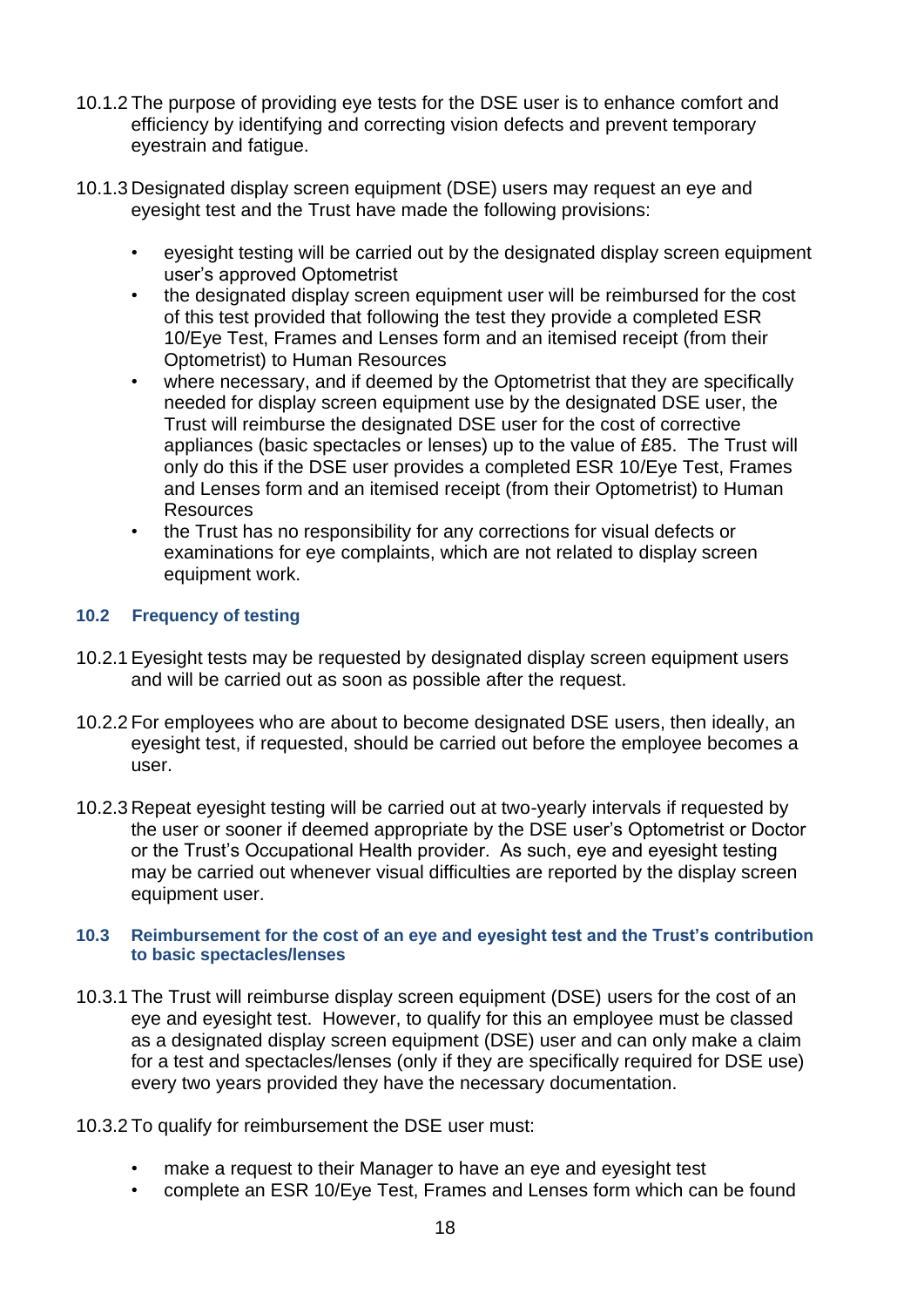10.1.2 The purpose of providing eye tests for the DSE user is to enhance comfort and efficiency by identifying and correcting vision defects and prevent temporary eyestrain and fatigue.

10.1.3 Designated display screen equipment (DSE) users may request an eye and eyesight test and the Trust have made the following provisions:

- eyesight testing will be carried out by the designated display screen equipment user's approved Optometrist
- the designated display screen equipment user will be reimbursed for the cost of this test provided that following the test they provide a completed ESR 10/Eye Test, Frames and Lenses form and an itemised receipt (from their Optometrist) to Human Resources
- where necessary, and if deemed by the Optometrist that they are specifically needed for display screen equipment use by the designated DSE user, the Trust will reimburse the designated DSE user for the cost of corrective appliances (basic spectacles or lenses) up to the value of £85. The Trust will only do this if the DSE user provides a completed ESR 10/Eye Test, Frames and Lenses form and an itemised receipt (from their Optometrist) to Human Resources
- the Trust has no responsibility for any corrections for visual defects or examinations for eye complaints, which are not related to display screen equipment work.

### 10.2 Frequency of testing

10.2.1 Eyesight tests may be requested by designated display screen equipment users and will be carried out as soon as possible after the request.

10.2.2 For employees who are about to become designated DSE users, then ideally, an eyesight test, if requested, should be carried out before the employee becomes a user.

10.2.3 Repeat eyesight testing will be carried out at two-yearly intervals if requested by the user or sooner if deemed appropriate by the DSE user's Optometrist or Doctor or the Trust's Occupational Health provider. As such, eye and eyesight testing may be carried out whenever visual difficulties are reported by the display screen equipment user.

### 10.3 Reimbursement for the cost of an eye and eyesight test and the Trust's contribution to basic spectacles/lenses

10.3.1 The Trust will reimburse display screen equipment (DSE) users for the cost of an eye and eyesight test. However, to qualify for this an employee must be classed as a designated display screen equipment (DSE) user and can only make a claim for a test and spectacles/lenses (only if they are specifically required for DSE use) every two years provided they have the necessary documentation.

10.3.2 To qualify for reimbursement the DSE user must:

- make a request to their Manager to have an eye and eyesight test
- complete an ESR 10/Eye Test, Frames and Lenses form which can be found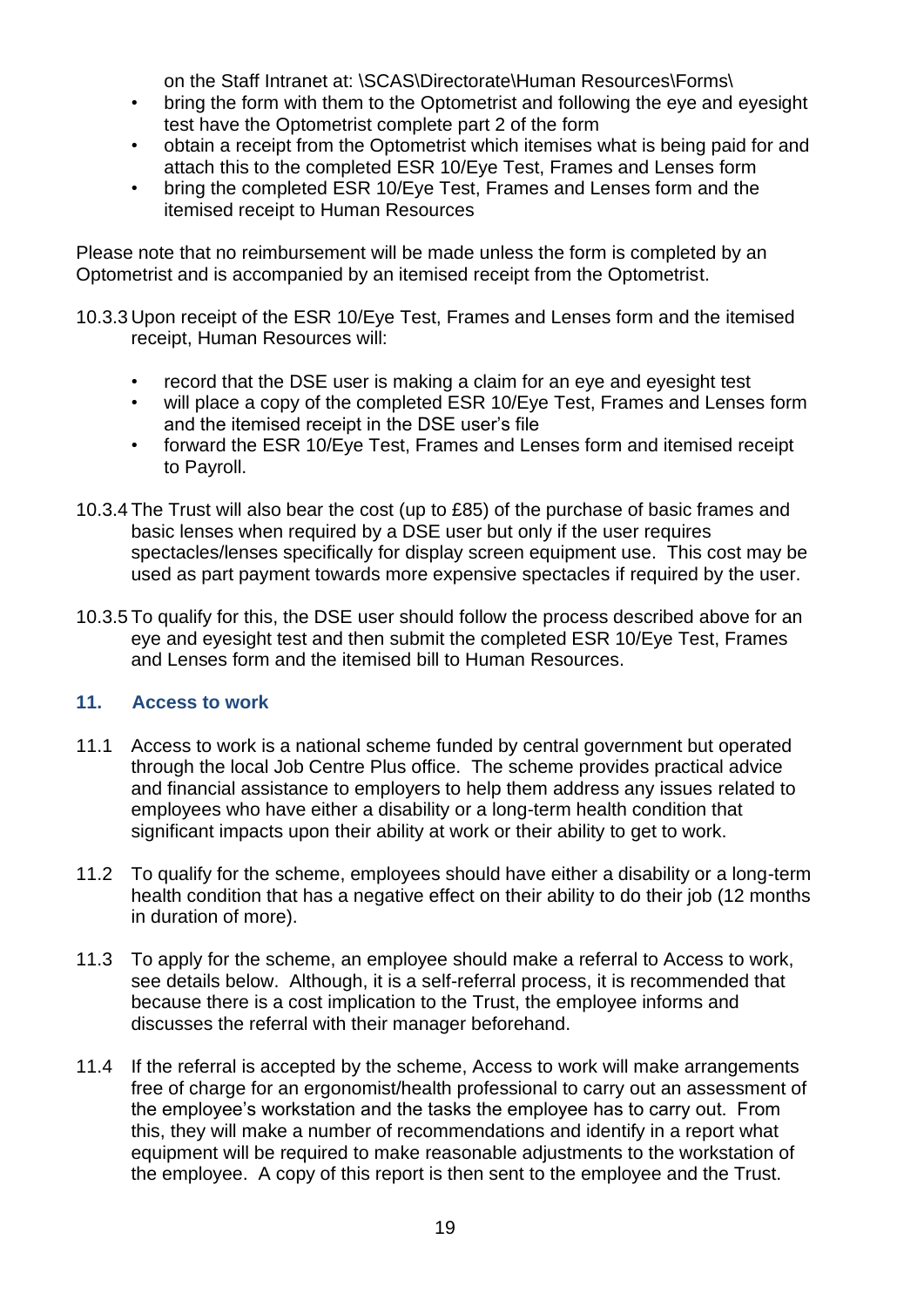on the Staff Intranet at: \SCAS\Directorate\Human Resources\Forms\

- bring the form with them to the Optometrist and following the eye and eyesight test have the Optometrist complete part 2 of the form
- obtain a receipt from the Optometrist which itemises what is being paid for and attach this to the completed ESR 10/Eye Test, Frames and Lenses form
- bring the completed ESR 10/Eye Test, Frames and Lenses form and the itemised receipt to Human Resources

Please note that no reimbursement will be made unless the form is completed by an Optometrist and is accompanied by an itemised receipt from the Optometrist.

10.3.3 Upon receipt of the ESR 10/Eye Test, Frames and Lenses form and the itemised receipt, Human Resources will:

- record that the DSE user is making a claim for an eye and eyesight test
- will place a copy of the completed ESR 10/Eye Test, Frames and Lenses form and the itemised receipt in the DSE user's file
- forward the ESR 10/Eye Test, Frames and Lenses form and itemised receipt to Payroll.

10.3.4 The Trust will also bear the cost (up to £85) of the purchase of basic frames and basic lenses when required by a DSE user but only if the user requires spectacles/lenses specifically for display screen equipment use. This cost may be used as part payment towards more expensive spectacles if required by the user.

10.3.5 To qualify for this, the DSE user should follow the process described above for an eye and eyesight test and then submit the completed ESR 10/Eye Test, Frames and Lenses form and the itemised bill to Human Resources.

## 11. Access to work

11.1 Access to work is a national scheme funded by central government but operated through the local Job Centre Plus office. The scheme provides practical advice and financial assistance to employers to help them address any issues related to employees who have either a disability or a long-term health condition that significant impacts upon their ability at work or their ability to get to work.

11.2 To qualify for the scheme, employees should have either a disability or a long-term health condition that has a negative effect on their ability to do their job (12 months in duration of more).

11.3 To apply for the scheme, an employee should make a referral to Access to work, see details below. Although, it is a self-referral process, it is recommended that because there is a cost implication to the Trust, the employee informs and discusses the referral with their manager beforehand.

11.4 If the referral is accepted by the scheme, Access to work will make arrangements free of charge for an ergonomist/health professional to carry out an assessment of the employee's workstation and the tasks the employee has to carry out. From this, they will make a number of recommendations and identify in a report what equipment will be required to make reasonable adjustments to the workstation of the employee. A copy of this report is then sent to the employee and the Trust.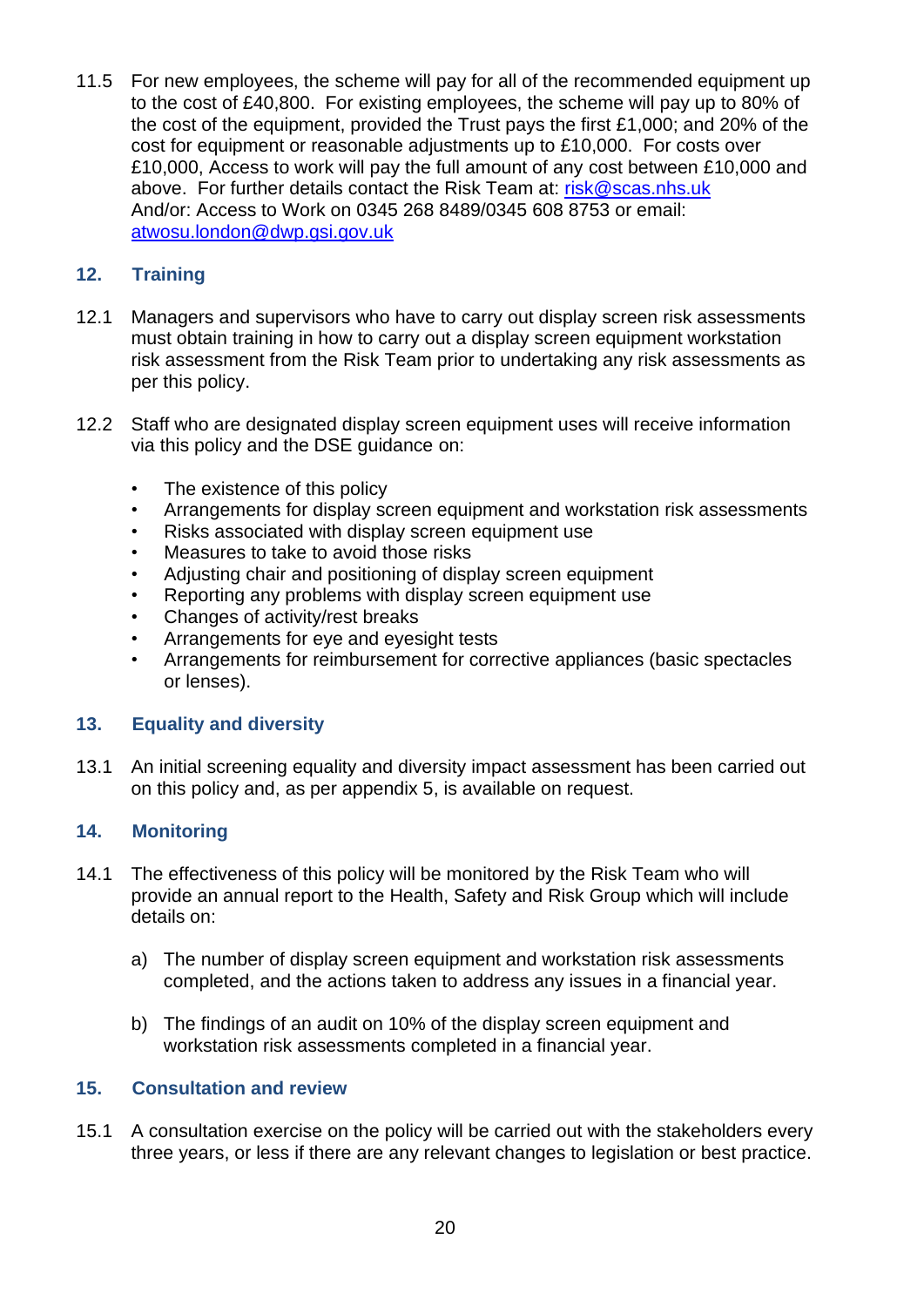11.5 For new employees, the scheme will pay for all of the recommended equipment up to the cost of £40,800. For existing employees, the scheme will pay up to 80% of the cost of the equipment, provided the Trust pays the first £1,000; and 20% of the cost for equipment or reasonable adjustments up to £10,000. For costs over £10,000, Access to work will pay the full amount of any cost between £10,000 and above. For further details contact the Risk Team at: [risk@scas.nhs.uk](mailto:risk@scas.nhs.uk) And/or: Access to Work on 0345 268 8489/0345 608 8753 or email: [atwosu.london@dwp.gsi.gov.uk](mailto:atwosu.london@dwp.gsi.gov.uk)

## 12. Training

12.1 Managers and supervisors who have to carry out display screen risk assessments must obtain training in how to carry out a display screen equipment workstation risk assessment from the Risk Team prior to undertaking any risk assessments as per this policy.

12.2 Staff who are designated display screen equipment uses will receive information via this policy and the DSE guidance on:

- The existence of this policy
- Arrangements for display screen equipment and workstation risk assessments
- Risks associated with display screen equipment use
- Measures to take to avoid those risks
- Adjusting chair and positioning of display screen equipment
- Reporting any problems with display screen equipment use
- Changes of activity/rest breaks
- Arrangements for eye and eyesight tests
- Arrangements for reimbursement for corrective appliances (basic spectacles or lenses).

## 13. Equality and diversity

13.1 An initial screening equality and diversity impact assessment has been carried out on this policy and, as per appendix 5, is available on request.

## 14. Monitoring

14.1 The effectiveness of this policy will be monitored by the Risk Team who will provide an annual report to the Health, Safety and Risk Group which will include details on:

a) The number of display screen equipment and workstation risk assessments completed, and the actions taken to address any issues in a financial year.

b) The findings of an audit on 10% of the display screen equipment and workstation risk assessments completed in a financial year.

## 15. Consultation and review

15.1 A consultation exercise on the policy will be carried out with the stakeholders every three years, or less if there are any relevant changes to legislation or best practice.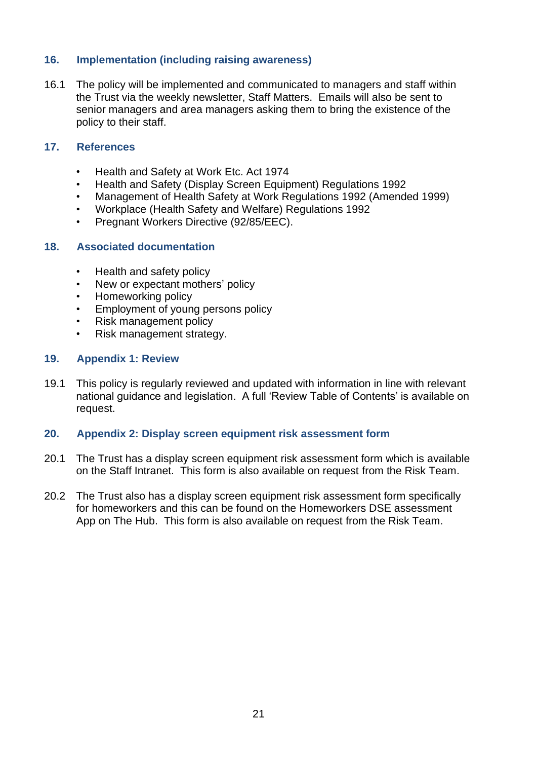## 16. Implementation (including raising awareness)

16.1 The policy will be implemented and communicated to managers and staff within the Trust via the weekly newsletter, Staff Matters. Emails will also be sent to senior managers and area managers asking them to bring the existence of the policy to their staff.

## 17. References

- Health and Safety at Work Etc. Act 1974
- Health and Safety (Display Screen Equipment) Regulations 1992
- Management of Health Safety at Work Regulations 1992 (Amended 1999)
- Workplace (Health Safety and Welfare) Regulations 1992
- Pregnant Workers Directive (92/85/EEC).

## 18. Associated documentation

- Health and safety policy
- New or expectant mothers' policy
- Homeworking policy
- Employment of young persons policy
- Risk management policy
- Risk management strategy.

## 19. Appendix 1: Review

19.1 This policy is regularly reviewed and updated with information in line with relevant national guidance and legislation. A full 'Review Table of Contents' is available on request.

## 20. Appendix 2: Display screen equipment risk assessment form

20.1 The Trust has a display screen equipment risk assessment form which is available on the Staff Intranet. This form is also available on request from the Risk Team.

20.2 The Trust also has a display screen equipment risk assessment form specifically for homeworkers and this can be found on the Homeworkers DSE assessment App on The Hub. This form is also available on request from the Risk Team.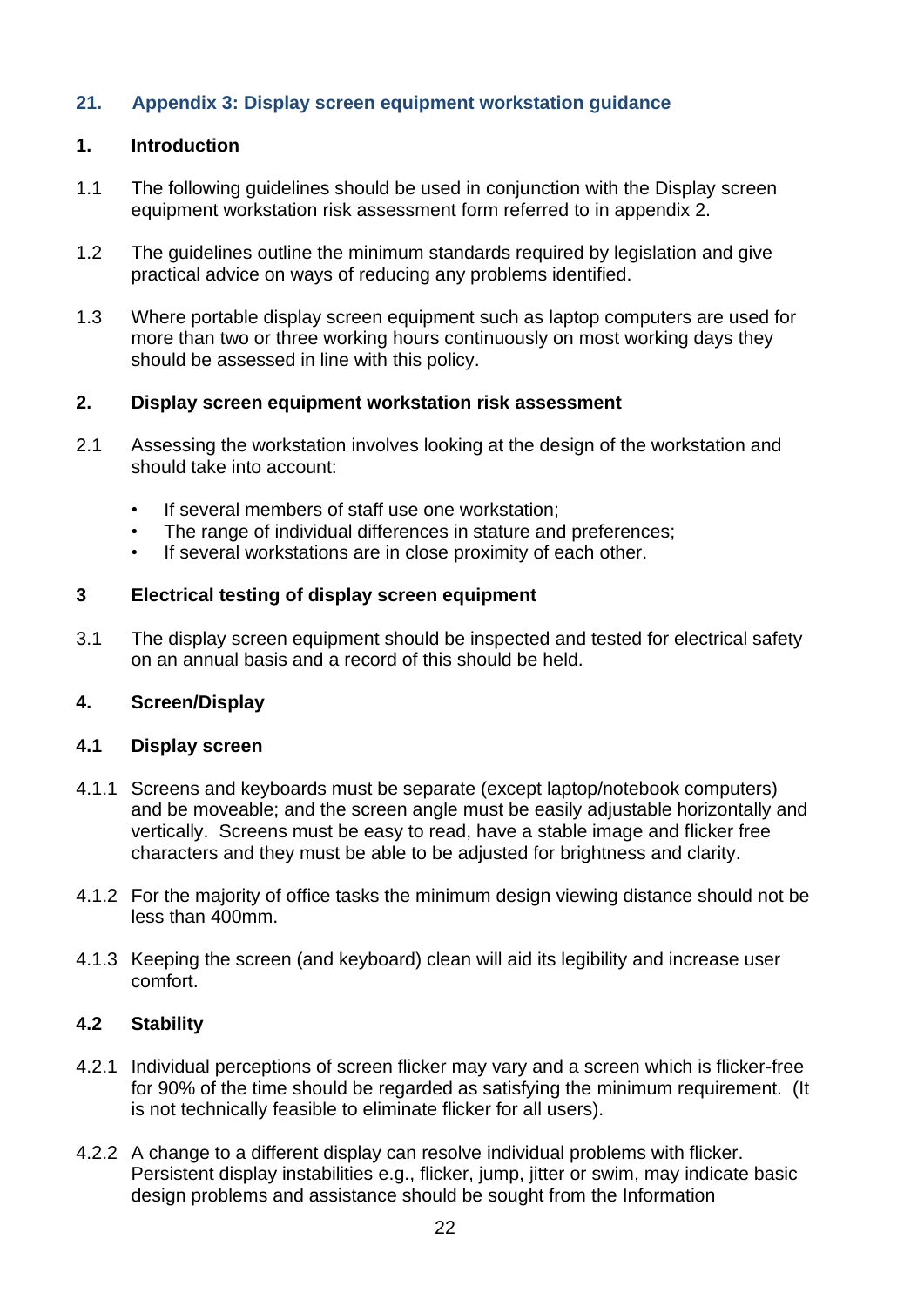## 21. Appendix 3: Display screen equipment workstation guidance

### 1. Introduction

1.1 The following guidelines should be used in conjunction with the Display screen equipment workstation risk assessment form referred to in appendix 2.

1.2 The guidelines outline the minimum standards required by legislation and give practical advice on ways of reducing any problems identified.

1.3 Where portable display screen equipment such as laptop computers are used for more than two or three working hours continuously on most working days they should be assessed in line with this policy.

### 2. Display screen equipment workstation risk assessment

2.1 Assessing the workstation involves looking at the design of the workstation and should take into account:

- If several members of staff use one workstation;
- The range of individual differences in stature and preferences;
- If several workstations are in close proximity of each other.

### 3 Electrical testing of display screen equipment

3.1 The display screen equipment should be inspected and tested for electrical safety on an annual basis and a record of this should be held.

### 4. Screen/Display

#### 4.1 Display screen

4.1.1 Screens and keyboards must be separate (except laptop/notebook computers) and be moveable; and the screen angle must be easily adjustable horizontally and vertically. Screens must be easy to read, have a stable image and flicker free characters and they must be able to be adjusted for brightness and clarity.

4.1.2 For the majority of office tasks the minimum design viewing distance should not be less than 400mm.

4.1.3 Keeping the screen (and keyboard) clean will aid its legibility and increase user comfort.

#### 4.2 Stability

4.2.1 Individual perceptions of screen flicker may vary and a screen which is flicker-free for 90% of the time should be regarded as satisfying the minimum requirement. (It is not technically feasible to eliminate flicker for all users).

4.2.2 A change to a different display can resolve individual problems with flicker. Persistent display instabilities e.g., flicker, jump, jitter or swim, may indicate basic design problems and assistance should be sought from the Information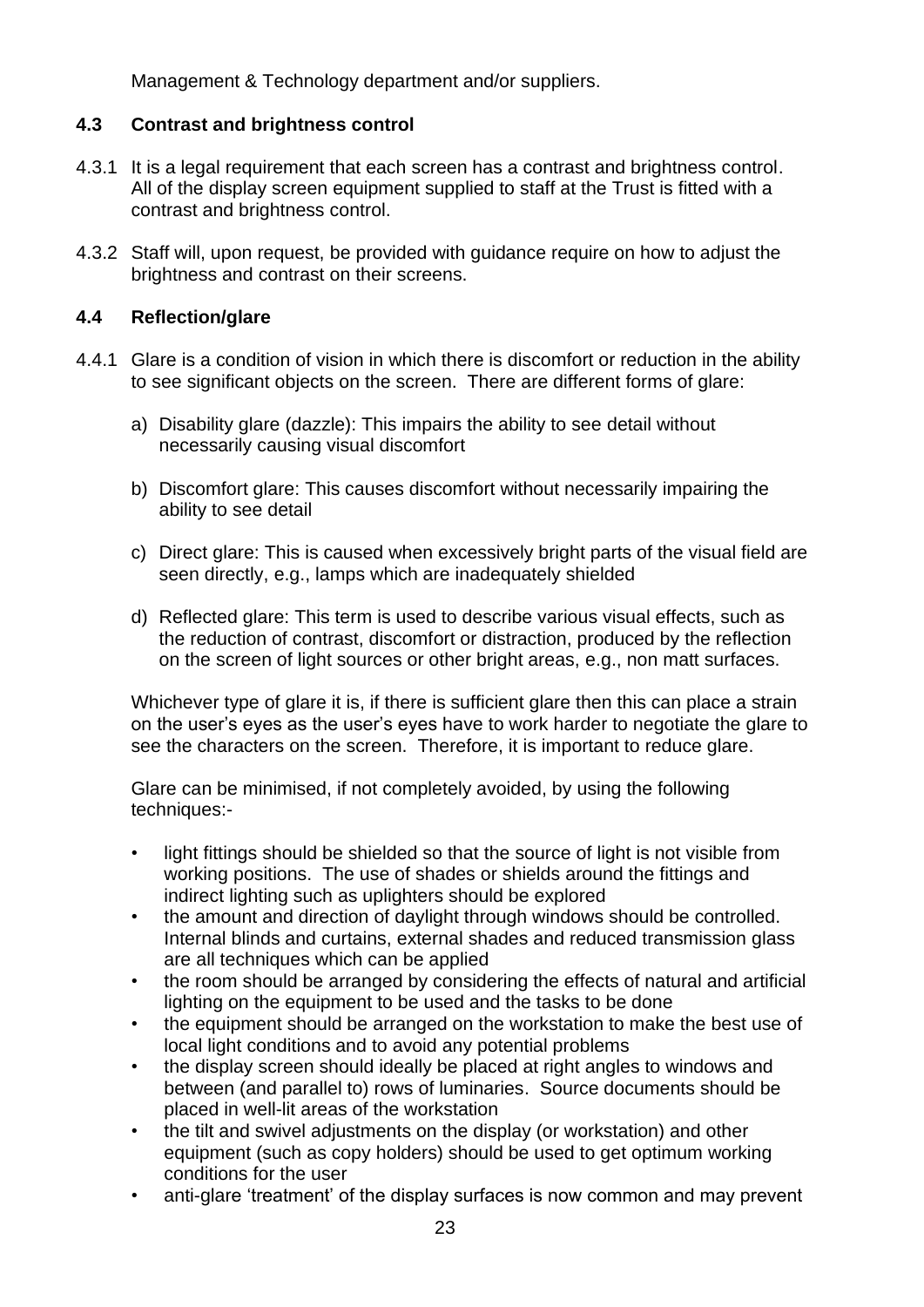Management & Technology department and/or suppliers.

### 4.3 Contrast and brightness control

4.3.1 It is a legal requirement that each screen has a contrast and brightness control. All of the display screen equipment supplied to staff at the Trust is fitted with a contrast and brightness control.

4.3.2 Staff will, upon request, be provided with guidance require on how to adjust the brightness and contrast on their screens.

### 4.4 Reflection/glare

4.4.1 Glare is a condition of vision in which there is discomfort or reduction in the ability to see significant objects on the screen. There are different forms of glare:

a) Disability glare (dazzle): This impairs the ability to see detail without necessarily causing visual discomfort

b) Discomfort glare: This causes discomfort without necessarily impairing the ability to see detail

c) Direct glare: This is caused when excessively bright parts of the visual field are seen directly, e.g., lamps which are inadequately shielded

d) Reflected glare: This term is used to describe various visual effects, such as the reduction of contrast, discomfort or distraction, produced by the reflection on the screen of light sources or other bright areas, e.g., non matt surfaces.

Whichever type of glare it is, if there is sufficient glare then this can place a strain on the user's eyes as the user's eyes have to work harder to negotiate the glare to see the characters on the screen. Therefore, it is important to reduce glare.

Glare can be minimised, if not completely avoided, by using the following techniques:-

- light fittings should be shielded so that the source of light is not visible from working positions. The use of shades or shields around the fittings and indirect lighting such as uplighters should be explored
- the amount and direction of daylight through windows should be controlled. Internal blinds and curtains, external shades and reduced transmission glass are all techniques which can be applied
- the room should be arranged by considering the effects of natural and artificial lighting on the equipment to be used and the tasks to be done
- the equipment should be arranged on the workstation to make the best use of local light conditions and to avoid any potential problems
- the display screen should ideally be placed at right angles to windows and between (and parallel to) rows of luminaries. Source documents should be placed in well-lit areas of the workstation
- the tilt and swivel adjustments on the display (or workstation) and other equipment (such as copy holders) should be used to get optimum working conditions for the user
- anti-glare 'treatment' of the display surfaces is now common and may prevent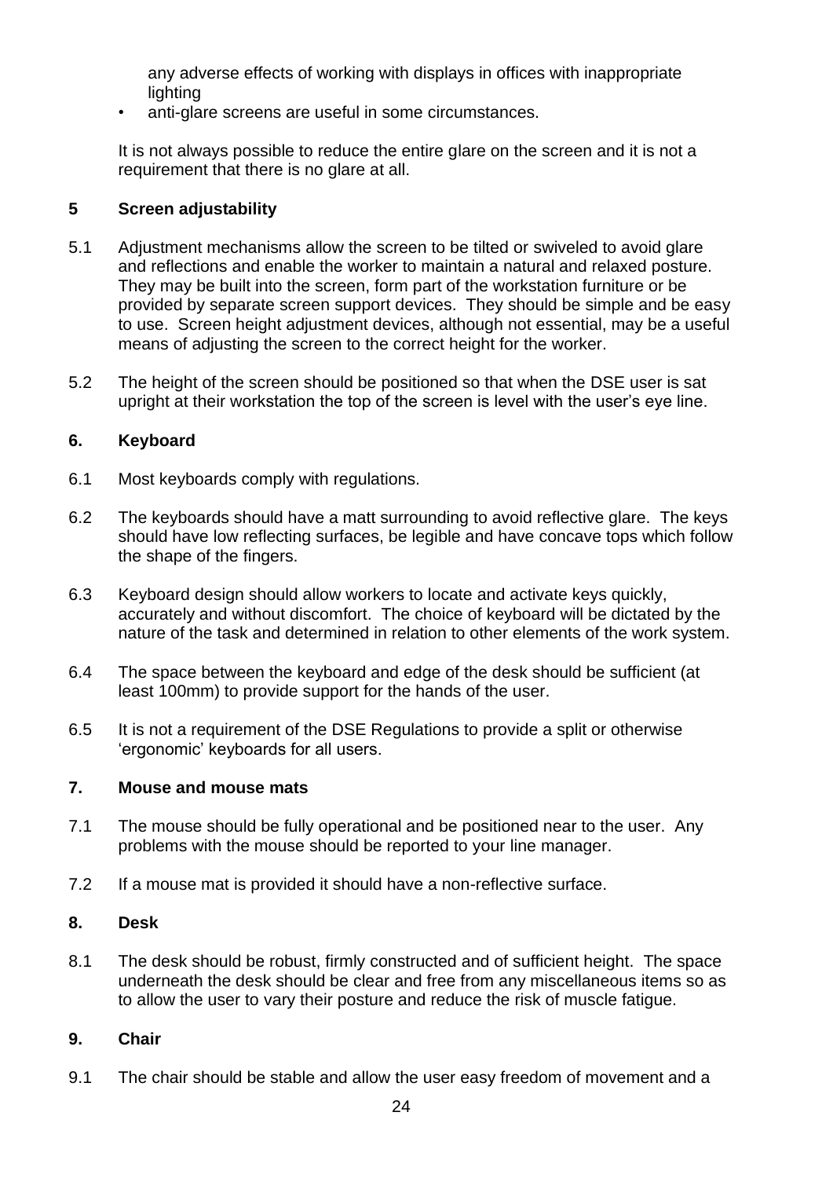any adverse effects of working with displays in offices with inappropriate lighting

- anti-glare screens are useful in some circumstances.

It is not always possible to reduce the entire glare on the screen and it is not a requirement that there is no glare at all.

### 5 Screen adjustability

5.1 Adjustment mechanisms allow the screen to be tilted or swiveled to avoid glare and reflections and enable the worker to maintain a natural and relaxed posture. They may be built into the screen, form part of the workstation furniture or be provided by separate screen support devices. They should be simple and be easy to use. Screen height adjustment devices, although not essential, may be a useful means of adjusting the screen to the correct height for the worker.

5.2 The height of the screen should be positioned so that when the DSE user is sat upright at their workstation the top of the screen is level with the user's eye line.

### 6. Keyboard

6.1 Most keyboards comply with regulations.

6.2 The keyboards should have a matt surrounding to avoid reflective glare. The keys should have low reflecting surfaces, be legible and have concave tops which follow the shape of the fingers.

6.3 Keyboard design should allow workers to locate and activate keys quickly, accurately and without discomfort. The choice of keyboard will be dictated by the nature of the task and determined in relation to other elements of the work system.

6.4 The space between the keyboard and edge of the desk should be sufficient (at least 100mm) to provide support for the hands of the user.

6.5 It is not a requirement of the DSE Regulations to provide a split or otherwise 'ergonomic' keyboards for all users.

### 7. Mouse and mouse mats

7.1 The mouse should be fully operational and be positioned near to the user. Any problems with the mouse should be reported to your line manager.

7.2 If a mouse mat is provided it should have a non-reflective surface.

### 8. Desk

8.1 The desk should be robust, firmly constructed and of sufficient height. The space underneath the desk should be clear and free from any miscellaneous items so as to allow the user to vary their posture and reduce the risk of muscle fatigue.

### 9. Chair

9.1 The chair should be stable and allow the user easy freedom of movement and a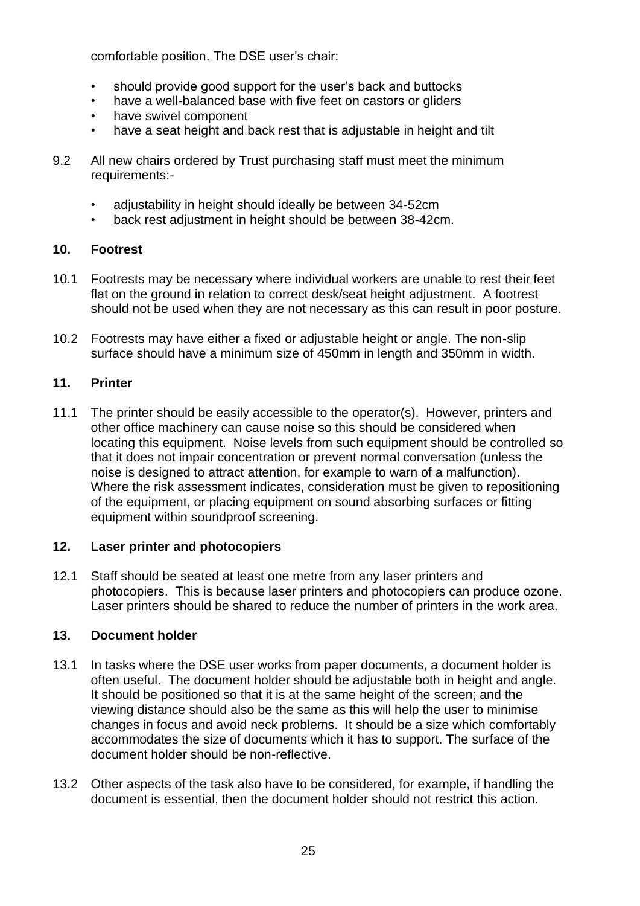comfortable position. The DSE user's chair:

- should provide good support for the user's back and buttocks
- have a well-balanced base with five feet on castors or gliders
- have swivel component
- have a seat height and back rest that is adjustable in height and tilt

9.2 All new chairs ordered by Trust purchasing staff must meet the minimum requirements:-

- adjustability in height should ideally be between 34-52cm
- back rest adjustment in height should be between 38-42cm.

## 10. Footrest

10.1 Footrests may be necessary where individual workers are unable to rest their feet flat on the ground in relation to correct desk/seat height adjustment. A footrest should not be used when they are not necessary as this can result in poor posture.

10.2 Footrests may have either a fixed or adjustable height or angle. The non-slip surface should have a minimum size of 450mm in length and 350mm in width.

## 11. Printer

11.1 The printer should be easily accessible to the operator(s). However, printers and other office machinery can cause noise so this should be considered when locating this equipment. Noise levels from such equipment should be controlled so that it does not impair concentration or prevent normal conversation (unless the noise is designed to attract attention, for example to warn of a malfunction). Where the risk assessment indicates, consideration must be given to repositioning of the equipment, or placing equipment on sound absorbing surfaces or fitting equipment within soundproof screening.

## 12. Laser printer and photocopiers

12.1 Staff should be seated at least one metre from any laser printers and photocopiers. This is because laser printers and photocopiers can produce ozone. Laser printers should be shared to reduce the number of printers in the work area.

## 13. Document holder

13.1 In tasks where the DSE user works from paper documents, a document holder is often useful. The document holder should be adjustable both in height and angle. It should be positioned so that it is at the same height of the screen; and the viewing distance should also be the same as this will help the user to minimise changes in focus and avoid neck problems. It should be a size which comfortably accommodates the size of documents which it has to support. The surface of the document holder should be non-reflective.

13.2 Other aspects of the task also have to be considered, for example, if handling the document is essential, then the document holder should not restrict this action.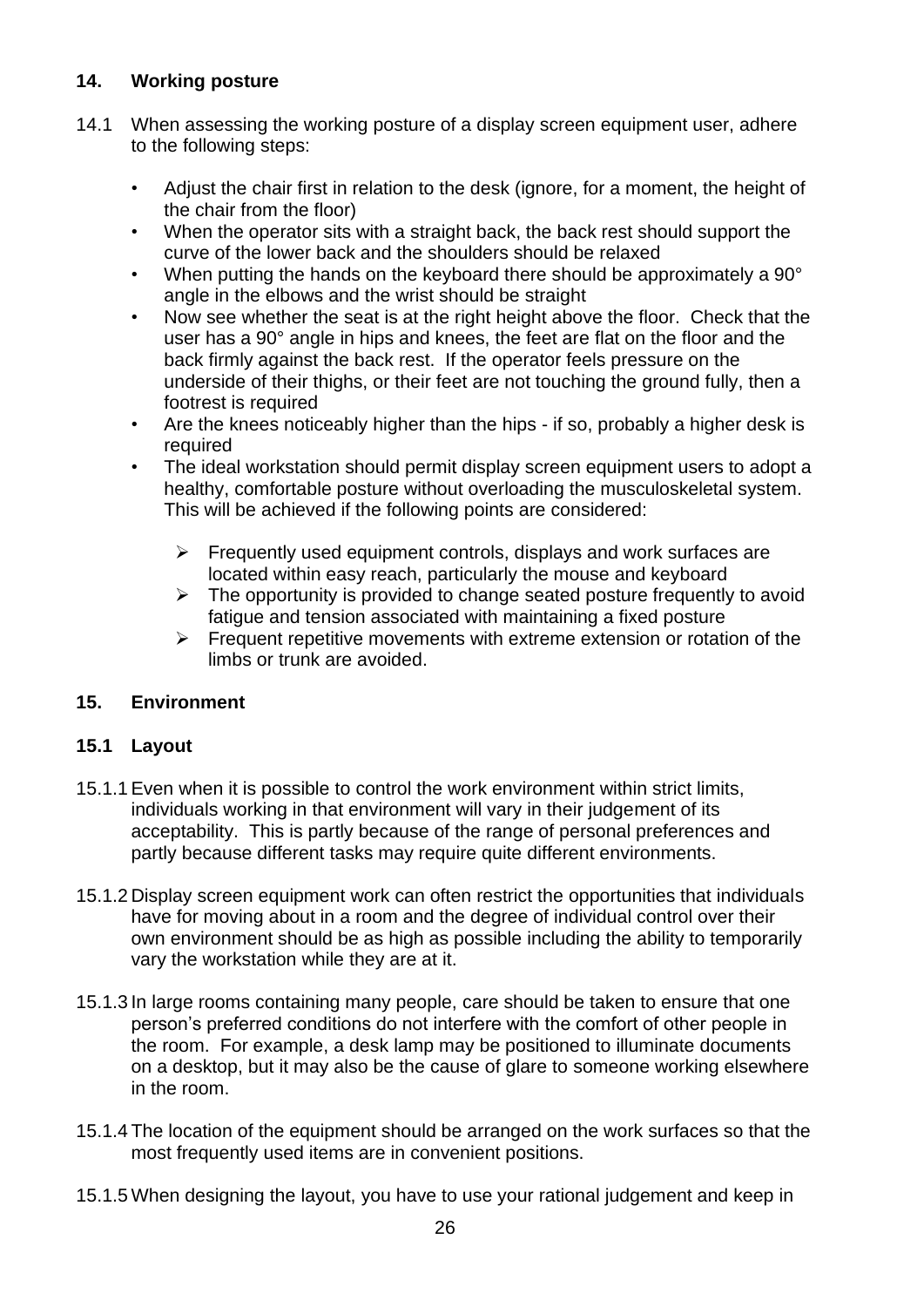## 14. Working posture

14.1 When assessing the working posture of a display screen equipment user, adhere to the following steps:

- Adjust the chair first in relation to the desk (ignore, for a moment, the height of the chair from the floor)
- When the operator sits with a straight back, the back rest should support the curve of the lower back and the shoulders should be relaxed
- When putting the hands on the keyboard there should be approximately a 90° angle in the elbows and the wrist should be straight
- Now see whether the seat is at the right height above the floor. Check that the user has a 90° angle in hips and knees, the feet are flat on the floor and the back firmly against the back rest. If the operator feels pressure on the underside of their thighs, or their feet are not touching the ground fully, then a footrest is required
- Are the knees noticeably higher than the hips - if so, probably a higher desk is required
- The ideal workstation should permit display screen equipment users to adopt a healthy, comfortable posture without overloading the musculoskeletal system. This will be achieved if the following points are considered:
  - Frequently used equipment controls, displays and work surfaces are located within easy reach, particularly the mouse and keyboard
  - The opportunity is provided to change seated posture frequently to avoid fatigue and tension associated with maintaining a fixed posture
  - Frequent repetitive movements with extreme extension or rotation of the limbs or trunk are avoided.

## 15. Environment

### 15.1 Layout

15.1.1 Even when it is possible to control the work environment within strict limits, individuals working in that environment will vary in their judgement of its acceptability. This is partly because of the range of personal preferences and partly because different tasks may require quite different environments.

15.1.2 Display screen equipment work can often restrict the opportunities that individuals have for moving about in a room and the degree of individual control over their own environment should be as high as possible including the ability to temporarily vary the workstation while they are at it.

15.1.3 In large rooms containing many people, care should be taken to ensure that one person's preferred conditions do not interfere with the comfort of other people in the room. For example, a desk lamp may be positioned to illuminate documents on a desktop, but it may also be the cause of glare to someone working elsewhere in the room.

15.1.4 The location of the equipment should be arranged on the work surfaces so that the most frequently used items are in convenient positions.

15.1.5 When designing the layout, you have to use your rational judgement and keep in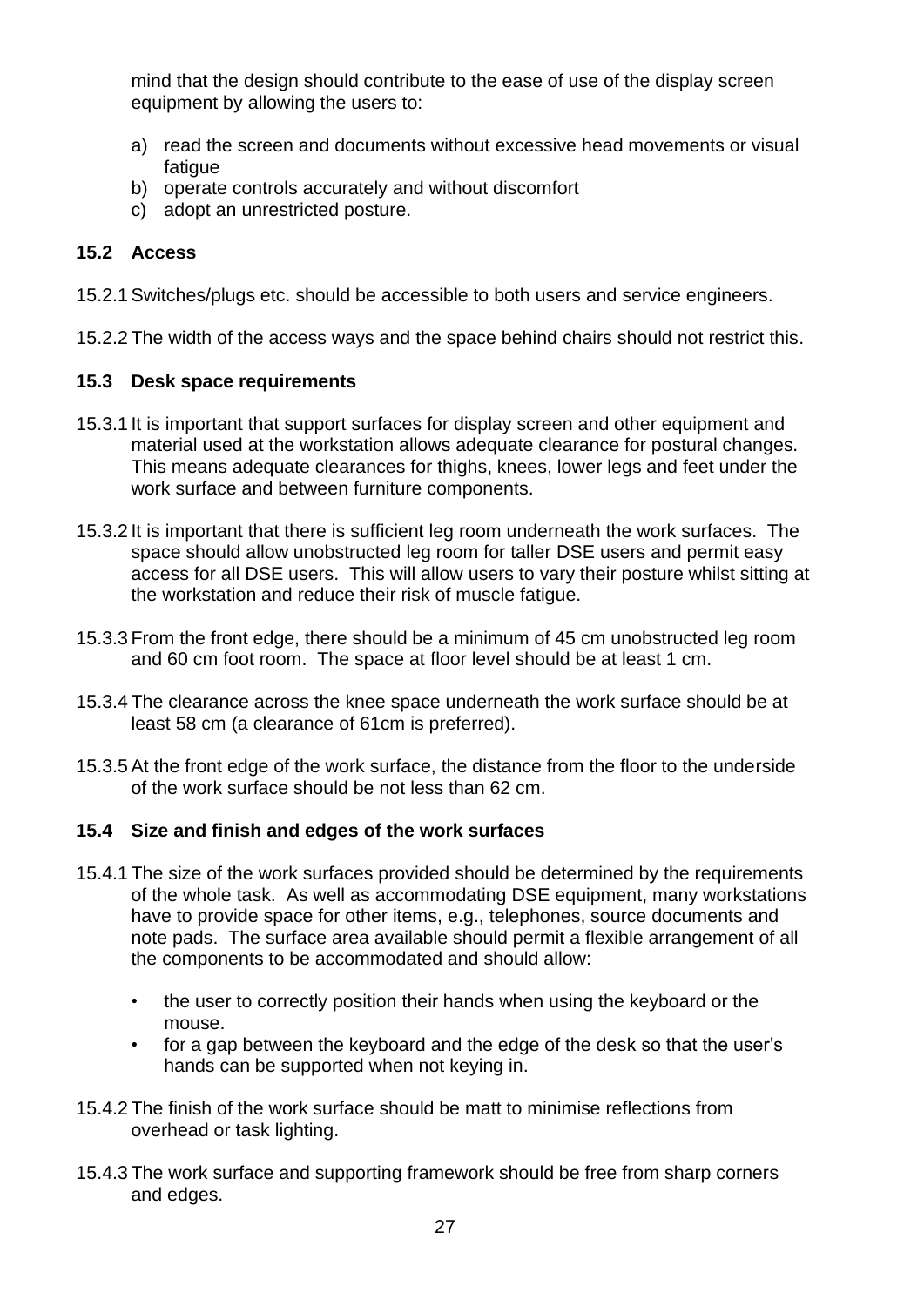mind that the design should contribute to the ease of use of the display screen equipment by allowing the users to:

a) read the screen and documents without excessive head movements or visual fatigue
b) operate controls accurately and without discomfort
c) adopt an unrestricted posture.

### 15.2 Access

15.2.1 Switches/plugs etc. should be accessible to both users and service engineers.

15.2.2 The width of the access ways and the space behind chairs should not restrict this.

### 15.3 Desk space requirements

15.3.1 It is important that support surfaces for display screen and other equipment and material used at the workstation allows adequate clearance for postural changes. This means adequate clearances for thighs, knees, lower legs and feet under the work surface and between furniture components.

15.3.2 It is important that there is sufficient leg room underneath the work surfaces. The space should allow unobstructed leg room for taller DSE users and permit easy access for all DSE users. This will allow users to vary their posture whilst sitting at the workstation and reduce their risk of muscle fatigue.

15.3.3 From the front edge, there should be a minimum of 45 cm unobstructed leg room and 60 cm foot room. The space at floor level should be at least 1 cm.

15.3.4 The clearance across the knee space underneath the work surface should be at least 58 cm (a clearance of 61cm is preferred).

15.3.5 At the front edge of the work surface, the distance from the floor to the underside of the work surface should be not less than 62 cm.

### 15.4 Size and finish and edges of the work surfaces

15.4.1 The size of the work surfaces provided should be determined by the requirements of the whole task. As well as accommodating DSE equipment, many workstations have to provide space for other items, e.g., telephones, source documents and note pads. The surface area available should permit a flexible arrangement of all the components to be accommodated and should allow:

- the user to correctly position their hands when using the keyboard or the mouse.
- for a gap between the keyboard and the edge of the desk so that the user's hands can be supported when not keying in.

15.4.2 The finish of the work surface should be matt to minimise reflections from overhead or task lighting.

15.4.3 The work surface and supporting framework should be free from sharp corners and edges.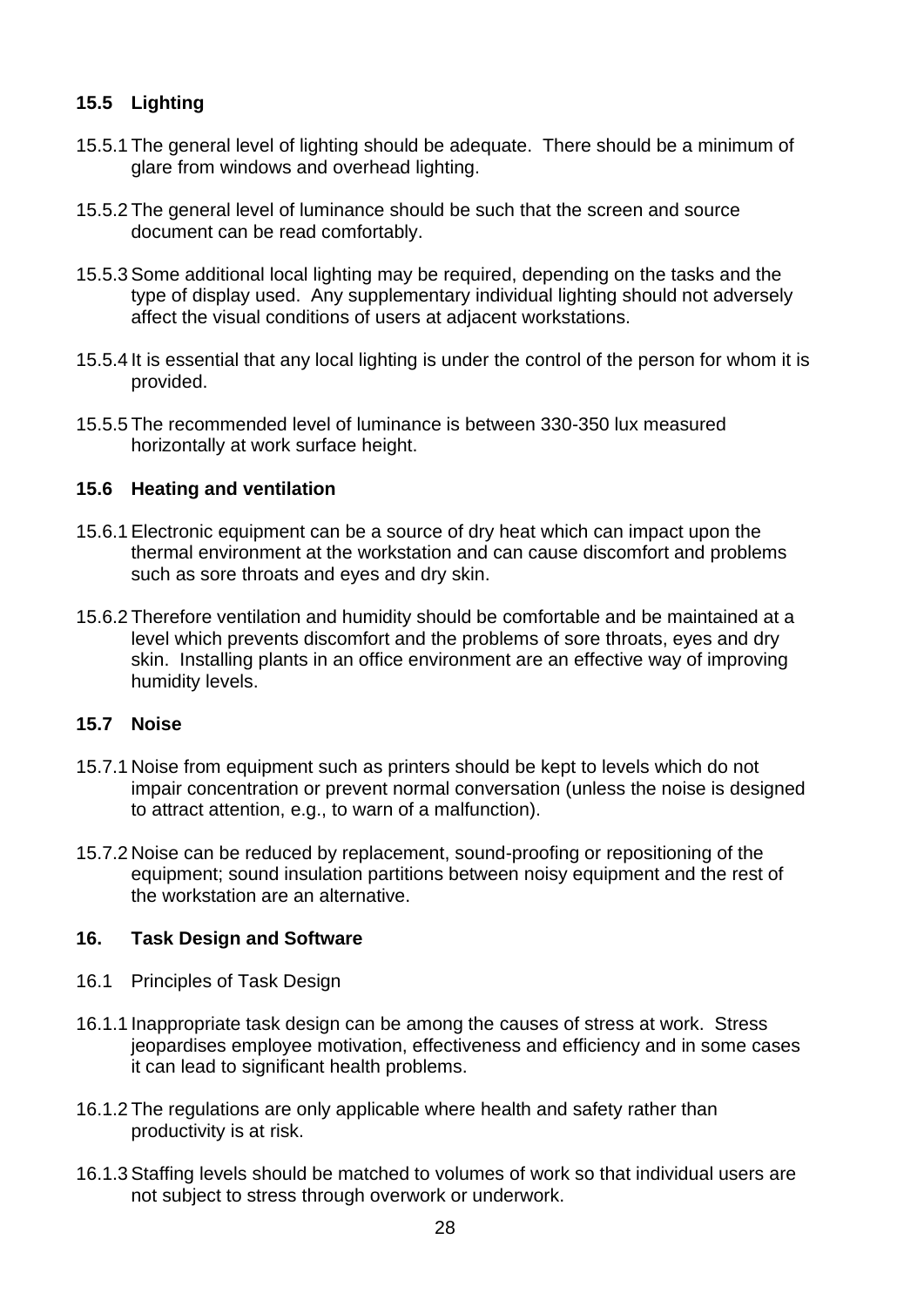### 15.5 Lighting

15.5.1 The general level of lighting should be adequate. There should be a minimum of glare from windows and overhead lighting.

15.5.2 The general level of luminance should be such that the screen and source document can be read comfortably.

15.5.3 Some additional local lighting may be required, depending on the tasks and the type of display used. Any supplementary individual lighting should not adversely affect the visual conditions of users at adjacent workstations.

15.5.4 It is essential that any local lighting is under the control of the person for whom it is provided.

15.5.5 The recommended level of luminance is between 330-350 lux measured horizontally at work surface height.

### 15.6 Heating and ventilation

15.6.1 Electronic equipment can be a source of dry heat which can impact upon the thermal environment at the workstation and can cause discomfort and problems such as sore throats and eyes and dry skin.

15.6.2 Therefore ventilation and humidity should be comfortable and be maintained at a level which prevents discomfort and the problems of sore throats, eyes and dry skin. Installing plants in an office environment are an effective way of improving humidity levels.

### 15.7 Noise

15.7.1 Noise from equipment such as printers should be kept to levels which do not impair concentration or prevent normal conversation (unless the noise is designed to attract attention, e.g., to warn of a malfunction).

15.7.2 Noise can be reduced by replacement, sound-proofing or repositioning of the equipment; sound insulation partitions between noisy equipment and the rest of the workstation are an alternative.

## 16. Task Design and Software

16.1 Principles of Task Design

16.1.1 Inappropriate task design can be among the causes of stress at work. Stress jeopardises employee motivation, effectiveness and efficiency and in some cases it can lead to significant health problems.

16.1.2 The regulations are only applicable where health and safety rather than productivity is at risk.

16.1.3 Staffing levels should be matched to volumes of work so that individual users are not subject to stress through overwork or underwork.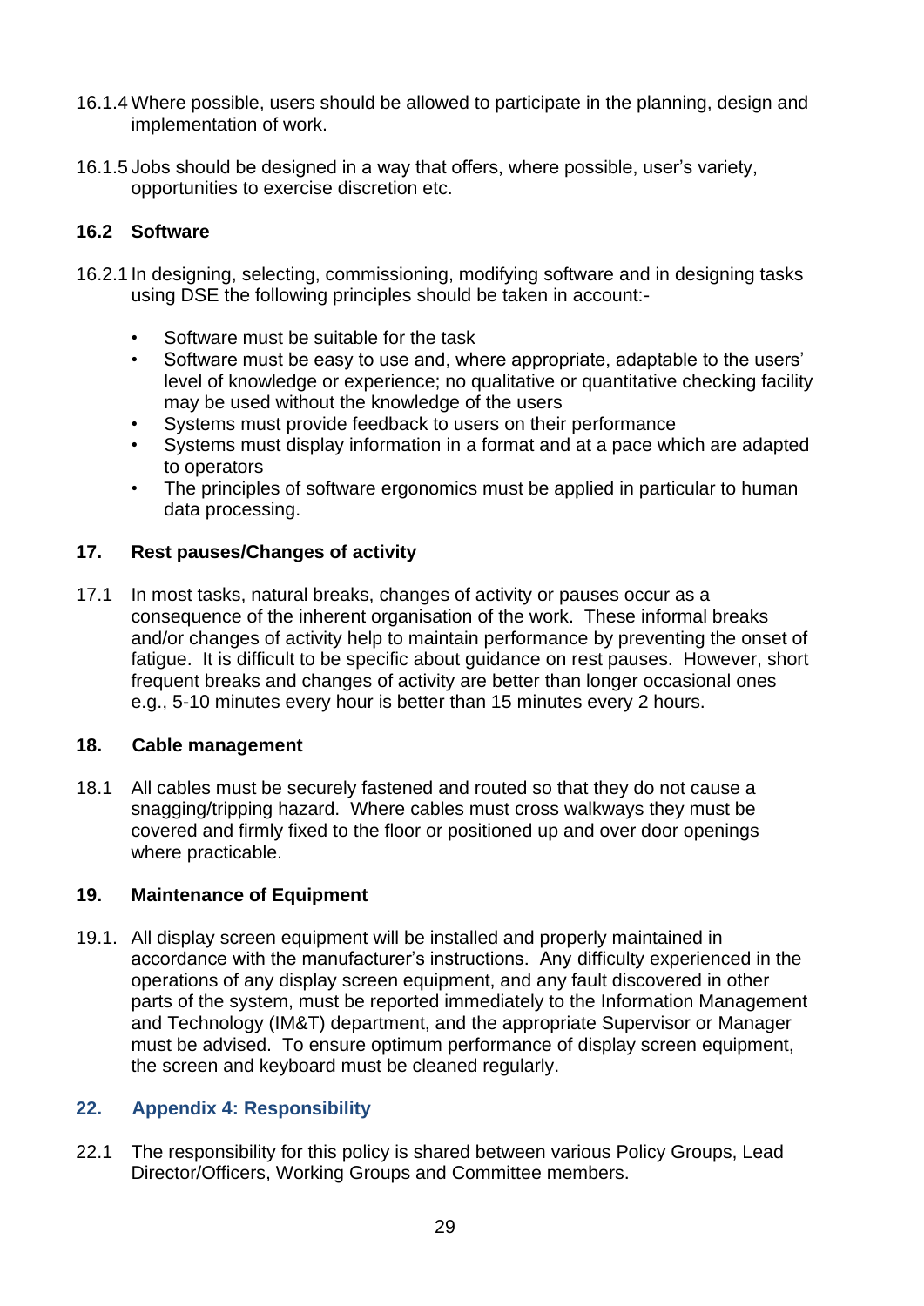16.1.4 Where possible, users should be allowed to participate in the planning, design and implementation of work.

16.1.5 Jobs should be designed in a way that offers, where possible, user's variety, opportunities to exercise discretion etc.

### 16.2 Software

16.2.1 In designing, selecting, commissioning, modifying software and in designing tasks using DSE the following principles should be taken in account:-

- Software must be suitable for the task
- Software must be easy to use and, where appropriate, adaptable to the users' level of knowledge or experience; no qualitative or quantitative checking facility may be used without the knowledge of the users
- Systems must provide feedback to users on their performance
- Systems must display information in a format and at a pace which are adapted to operators
- The principles of software ergonomics must be applied in particular to human data processing.

## 17. Rest pauses/Changes of activity

17.1 In most tasks, natural breaks, changes of activity or pauses occur as a consequence of the inherent organisation of the work. These informal breaks and/or changes of activity help to maintain performance by preventing the onset of fatigue. It is difficult to be specific about guidance on rest pauses. However, short frequent breaks and changes of activity are better than longer occasional ones e.g., 5-10 minutes every hour is better than 15 minutes every 2 hours.

## 18. Cable management

18.1 All cables must be securely fastened and routed so that they do not cause a snagging/tripping hazard. Where cables must cross walkways they must be covered and firmly fixed to the floor or positioned up and over door openings where practicable.

## 19. Maintenance of Equipment

19.1. All display screen equipment will be installed and properly maintained in accordance with the manufacturer's instructions. Any difficulty experienced in the operations of any display screen equipment, and any fault discovered in other parts of the system, must be reported immediately to the Information Management and Technology (IM&T) department, and the appropriate Supervisor or Manager must be advised. To ensure optimum performance of display screen equipment, the screen and keyboard must be cleaned regularly.

## 22. Appendix 4: Responsibility

22.1 The responsibility for this policy is shared between various Policy Groups, Lead Director/Officers, Working Groups and Committee members.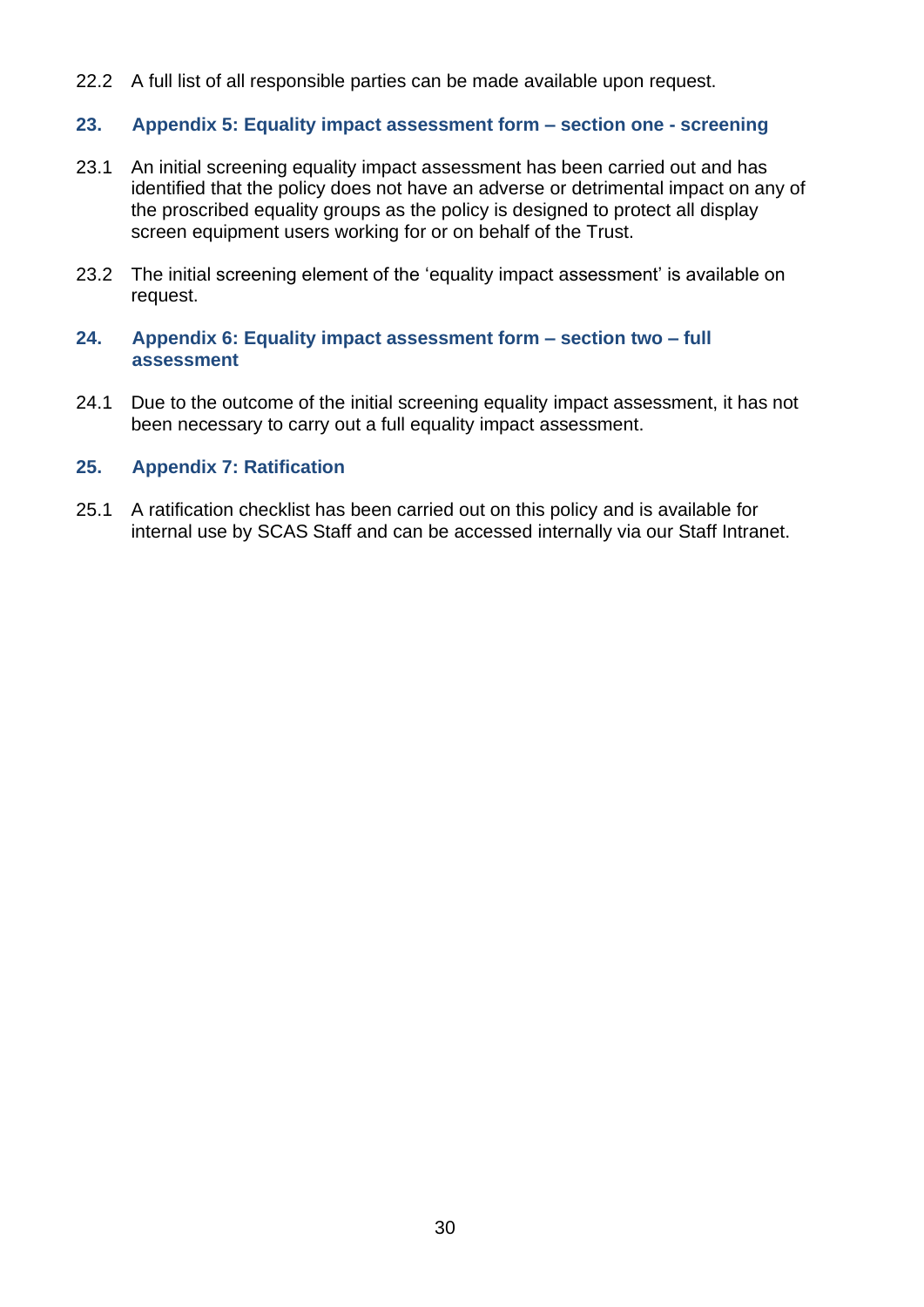22.2 A full list of all responsible parties can be made available upon request.

## 23. Appendix 5: Equality impact assessment form – section one - screening

23.1 An initial screening equality impact assessment has been carried out and has identified that the policy does not have an adverse or detrimental impact on any of the proscribed equality groups as the policy is designed to protect all display screen equipment users working for or on behalf of the Trust.

23.2 The initial screening element of the 'equality impact assessment' is available on request.

## 24. Appendix 6: Equality impact assessment form – section two – full assessment

24.1 Due to the outcome of the initial screening equality impact assessment, it has not been necessary to carry out a full equality impact assessment.

## 25. Appendix 7: Ratification

25.1 A ratification checklist has been carried out on this policy and is available for internal use by SCAS Staff and can be accessed internally via our Staff Intranet.